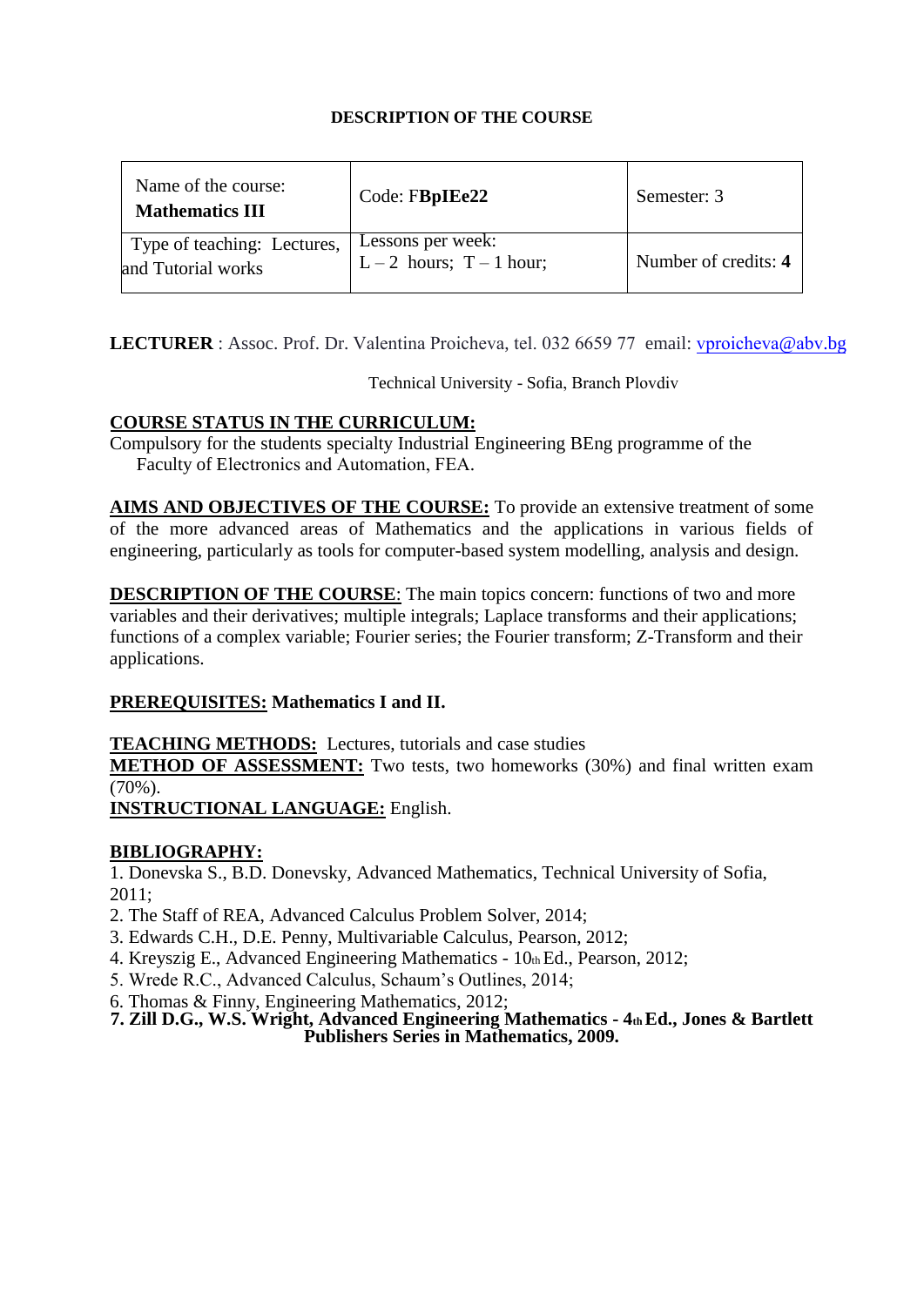# DESCRIPTION OF THE COURSE

| Name of the course: **Mathematics III** | Code: F**BpIEe22** | Semester: 3 |
|---|---|---|
| Type of teaching: Lectures, and Tutorial works | Lessons per week: L – 2 hours; T – 1 hour; | Number of credits: **4** |

**LECTURER** : Assoc. Prof. Dr. Valentina Proicheva, tel. 032 6659 77 email: vproicheva@abv.bg

Technical University - Sofia, Branch Plovdiv

**COURSE STATUS IN THE CURRICULUM:**
Compulsory for the students specialty Industrial Engineering BEng programme of the Faculty of Electronics and Automation, FEA.

**AIMS AND OBJECTIVES OF THE COURSE:** To provide an extensive treatment of some of the more advanced areas of Mathematics and the applications in various fields of engineering, particularly as tools for computer-based system modelling, analysis and design.

**DESCRIPTION OF THE COURSE**: The main topics concern: functions of two and more variables and their derivatives; multiple integrals; Laplace transforms and their applications; functions of a complex variable; Fourier series; the Fourier transform; Z-Transform and their applications.

**PREREQUISITES: Mathematics I and II.**

**TEACHING METHODS:** Lectures, tutorials and case studies
**METHOD OF ASSESSMENT:** Two tests, two homeworks (30%) and final written exam (70%).
**INSTRUCTIONAL LANGUAGE:** English.

**BIBLIOGRAPHY:**

1. Donevska S., B.D. Donevsky, Advanced Mathematics, Technical University of Sofia, 2011;
2. The Staff of REA, Advanced Calculus Problem Solver, 2014;
3. Edwards C.H., D.E. Penny, Multivariable Calculus, Pearson, 2012;
4. Kreyszig E., Advanced Engineering Mathematics - 10th Ed., Pearson, 2012;
5. Wrede R.C., Advanced Calculus, Schaum's Outlines, 2014;
6. Thomas & Finny, Engineering Mathematics, 2012;
7. **Zill D.G., W.S. Wright, Advanced Engineering Mathematics - 4th Ed., Jones & Bartlett Publishers Series in Mathematics, 2009.**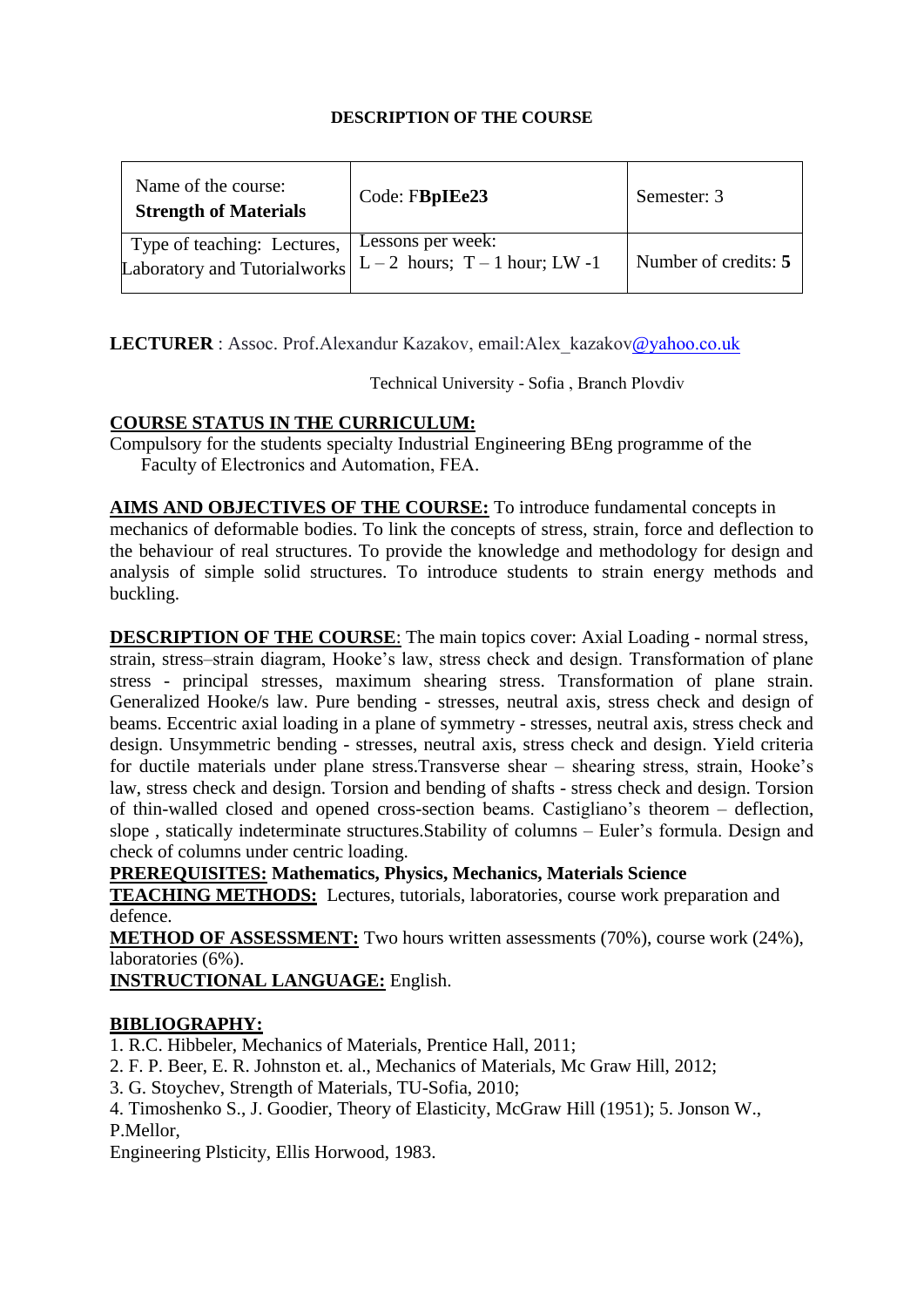**DESCRIPTION OF THE COURSE**

| Name of the course: **Strength of Materials** | Code: F**BpIEe23** | Semester: 3 |
|---|---|---|
| Type of teaching: Lectures, Laboratory and Tutorialworks | Lessons per week: L – 2 hours; T – 1 hour; LW -1 | Number of credits: **5** |

**LECTURER** : Assoc. Prof.Alexandur Kazakov, email:Alex_kazakov@yahoo.co.uk

Technical University - Sofia , Branch Plovdiv

**COURSE STATUS IN THE CURRICULUM:**
Compulsory for the students specialty Industrial Engineering BEng programme of the Faculty of Electronics and Automation, FEA.

**AIMS AND OBJECTIVES OF THE COURSE:** To introduce fundamental concepts in mechanics of deformable bodies. To link the concepts of stress, strain, force and deflection to the behaviour of real structures. To provide the knowledge and methodology for design and analysis of simple solid structures. To introduce students to strain energy methods and buckling.

**DESCRIPTION OF THE COURSE**: The main topics cover: Axial Loading - normal stress, strain, stress–strain diagram, Hooke's law, stress check and design. Transformation of plane stress - principal stresses, maximum shearing stress. Transformation of plane strain. Generalized Hooke/s law. Pure bending - stresses, neutral axis, stress check and design of beams. Eccentric axial loading in a plane of symmetry - stresses, neutral axis, stress check and design. Unsymmetric bending - stresses, neutral axis, stress check and design. Yield criteria for ductile materials under plane stress.Transverse shear – shearing stress, strain, Hooke's law, stress check and design. Torsion and bending of shafts - stress check and design. Torsion of thin-walled closed and opened cross-section beams. Castigliano's theorem – deflection, slope , statically indeterminate structures.Stability of columns – Euler's formula. Design and check of columns under centric loading.

**PREREQUISITES: Mathematics, Physics, Mechanics, Materials Science**

**TEACHING METHODS:** Lectures, tutorials, laboratories, course work preparation and defence.

**METHOD OF ASSESSMENT:** Two hours written assessments (70%), course work (24%), laboratories (6%).

**INSTRUCTIONAL LANGUAGE:** English.

**BIBLIOGRAPHY:**

1. R.C. Hibbeler, Mechanics of Materials, Prentice Hall, 2011;
2. F. P. Beer, E. R. Johnston et. al., Mechanics of Materials, Mc Graw Hill, 2012;
3. G. Stoychev, Strength of Materials, TU-Sofia, 2010;
4. Timoshenko S., J. Goodier, Theory of Elasticity, McGraw Hill (1951); 5. Jonson W., P.Mellor,
Engineering Plsticity, Ellis Horwood, 1983.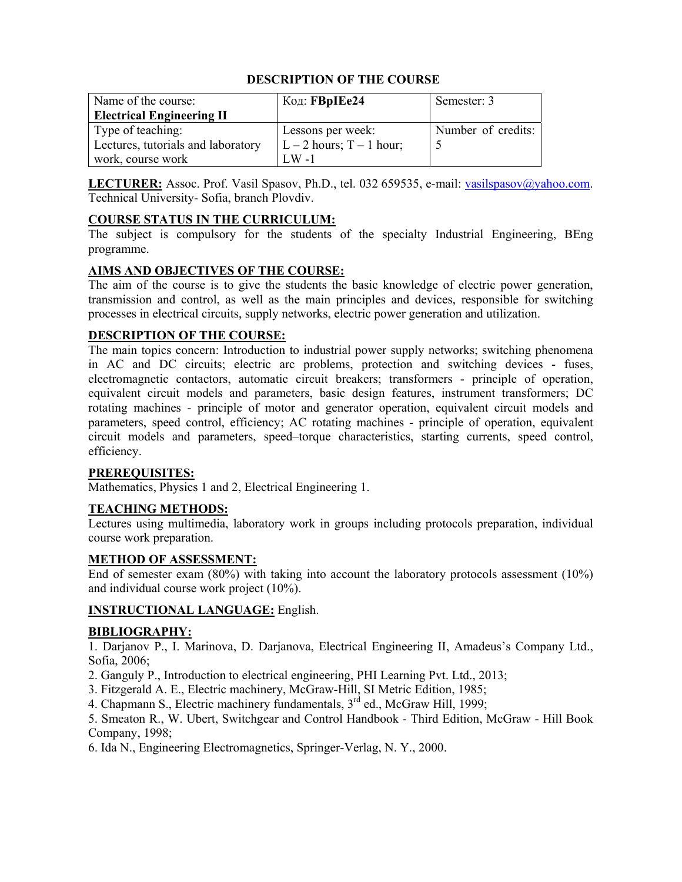# DESCRIPTION OF THE COURSE

| Name of the course: **Electrical Engineering II** | Код: **FBpIEe24** | Semester: 3 |
|---|---|---|
| Type of teaching: Lectures, tutorials and laboratory work, course work | Lessons per week: L – 2 hours; T – 1 hour; LW -1 | Number of credits: 5 |

**LECTURER:** Assoc. Prof. Vasil Spasov, Ph.D., tel. 032 659535, e-mail: vasilspasov@yahoo.com. Technical University- Sofia, branch Plovdiv.

**COURSE STATUS IN THE CURRICULUM:**
The subject is compulsory for the students of the specialty Industrial Engineering, BEng programme.

**AIMS AND OBJECTIVES OF THE COURSE:**
The aim of the course is to give the students the basic knowledge of electric power generation, transmission and control, as well as the main principles and devices, responsible for switching processes in electrical circuits, supply networks, electric power generation and utilization.

**DESCRIPTION OF THE COURSE:**
The main topics concern: Introduction to industrial power supply networks; switching phenomena in AC and DC circuits; electric arc problems, protection and switching devices - fuses, electromagnetic contactors, automatic circuit breakers; transformers - principle of operation, equivalent circuit models and parameters, basic design features, instrument transformers; DC rotating machines - principle of motor and generator operation, equivalent circuit models and parameters, speed control, efficiency; AC rotating machines - principle of operation, equivalent circuit models and parameters, speed–torque characteristics, starting currents, speed control, efficiency.

**PREREQUISITES:**
Mathematics, Physics 1 and 2, Electrical Engineering 1.

**TEACHING METHODS:**
Lectures using multimedia, laboratory work in groups including protocols preparation, individual course work preparation.

**METHOD OF ASSESSMENT:**
End of semester exam (80%) with taking into account the laboratory protocols assessment (10%) and individual course work project (10%).

**INSTRUCTIONAL LANGUAGE:** English.

**BIBLIOGRAPHY:**
1. Darjanov P., I. Marinova, D. Darjanova, Electrical Engineering II, Amadeus's Company Ltd., Sofia, 2006;
2. Ganguly P., Introduction to electrical engineering, PHI Learning Pvt. Ltd., 2013;
3. Fitzgerald A. E., Electric machinery, McGraw-Hill, SI Metric Edition, 1985;
4. Chapmann S., Electric machinery fundamentals, 3rd ed., McGraw Hill, 1999;
5. Smeaton R., W. Ubert, Switchgear and Control Handbook - Third Edition, McGraw - Hill Book Company, 1998;
6. Ida N., Engineering Electromagnetics, Springer-Verlag, N. Y., 2000.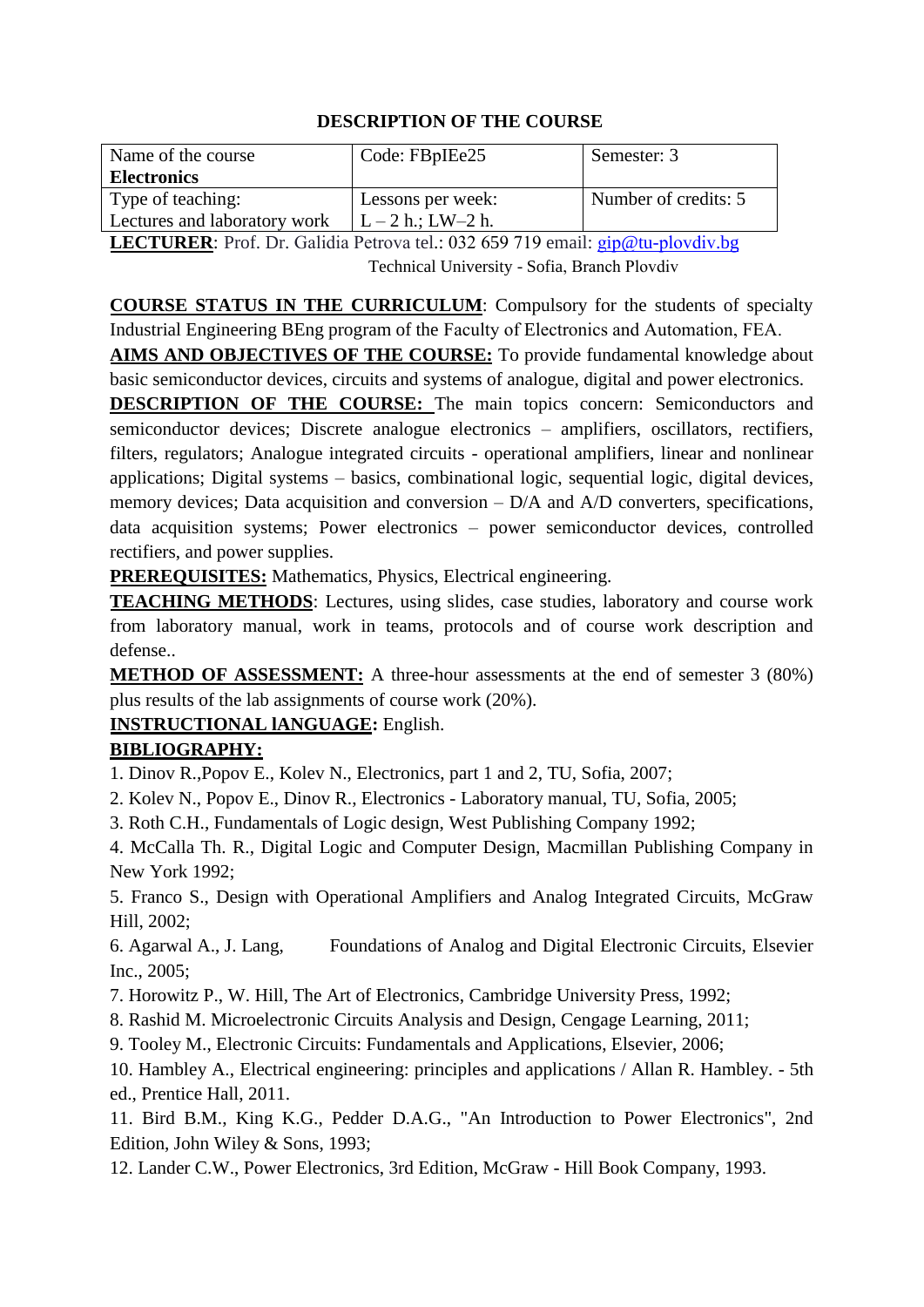## DESCRIPTION OF THE COURSE

| Name of the course **Electronics** | Code: FBpIEe25 | Semester: 3 |
|---|---|---|
| Type of teaching: Lectures and laboratory work | Lessons per week: L – 2 h.; LW–2 h. | Number of credits: 5 |

**LECTURER**: Prof. Dr. Galidia Petrova tel.: 032 659 719 email: gip@tu-plovdiv.bg
Technical University - Sofia, Branch Plovdiv

**COURSE STATUS IN THE CURRICULUM**: Compulsory for the students of specialty Industrial Engineering BEng program of the Faculty of Electronics and Automation, FEA.

**AIMS AND OBJECTIVES OF THE COURSE:** To provide fundamental knowledge about basic semiconductor devices, circuits and systems of analogue, digital and power electronics.

**DESCRIPTION OF THE COURSE:** The main topics concern: Semiconductors and semiconductor devices; Discrete analogue electronics – amplifiers, oscillators, rectifiers, filters, regulators; Analogue integrated circuits - operational amplifiers, linear and nonlinear applications; Digital systems – basics, combinational logic, sequential logic, digital devices, memory devices; Data acquisition and conversion – D/A and A/D converters, specifications, data acquisition systems; Power electronics – power semiconductor devices, controlled rectifiers, and power supplies.

**PREREQUISITES:** Mathematics, Physics, Electrical engineering.

**TEACHING METHODS**: Lectures, using slides, case studies, laboratory and course work from laboratory manual, work in teams, protocols and of course work description and defense..

**METHOD OF ASSESSMENT:** A three-hour assessments at the end of semester 3 (80%) plus results of the lab assignments of course work (20%).

**INSTRUCTIONAL lANGUAGE:** English.

**BIBLIOGRAPHY:**

1. Dinov R.,Popov E., Kolev N., Electronics, part 1 and 2, TU, Sofia, 2007;
2. Kolev N., Popov E., Dinov R., Electronics - Laboratory manual, TU, Sofia, 2005;
3. Roth C.H., Fundamentals of Logic design, West Publishing Company 1992;
4. McCalla Th. R., Digital Logic and Computer Design, Macmillan Publishing Company in New York 1992;
5. Franco S., Design with Operational Amplifiers and Analog Integrated Circuits, McGraw Hill, 2002;
6. Agarwal A., J. Lang, Foundations of Analog and Digital Electronic Circuits, Elsevier Inc., 2005;
7. Horowitz P., W. Hill, The Art of Electronics, Cambridge University Press, 1992;
8. Rashid M. Microelectronic Circuits Analysis and Design, Cengage Learning, 2011;
9. Tooley M., Electronic Circuits: Fundamentals and Applications, Elsevier, 2006;
10. Hambley A., Electrical engineering: principles and applications / Allan R. Hambley. - 5th ed., Prentice Hall, 2011.
11. Bird B.M., King K.G., Pedder D.A.G., "An Introduction to Power Electronics", 2nd Edition, John Wiley & Sons, 1993;
12. Lander C.W., Power Electronics, 3rd Edition, McGraw - Hill Book Company, 1993.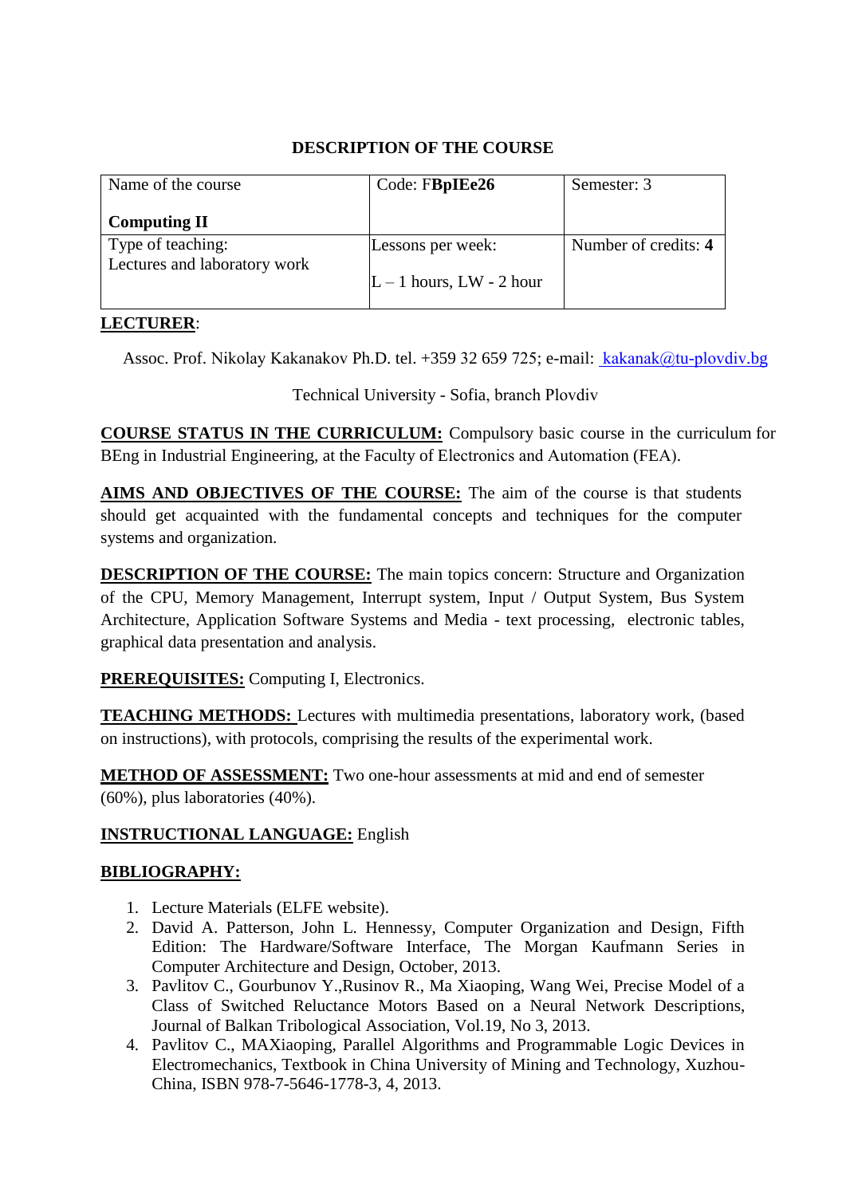## DESCRIPTION OF THE COURSE

| Name of the course<br><br>**Computing II** | Code: F**BpIEe26** | Semester: 3 |
|---|---|---|
| Type of teaching:<br>Lectures and laboratory work | Lessons per week:<br><br>L – 1 hours, LW - 2 hour | Number of credits: **4** |

**LECTURER**:

Assoc. Prof. Nikolay Kakanakov Ph.D. tel. +359 32 659 725; e-mail: kakanak@tu-plovdiv.bg

Technical University - Sofia, branch Plovdiv

**COURSE STATUS IN THE CURRICULUM:** Compulsory basic course in the curriculum for BEng in Industrial Engineering, at the Faculty of Electronics and Automation (FEA).

**AIMS AND OBJECTIVES OF THE COURSE:** The aim of the course is that students should get acquainted with the fundamental concepts and techniques for the computer systems and organization.

**DESCRIPTION OF THE COURSE:** The main topics concern: Structure and Organization of the CPU, Memory Management, Interrupt system, Input / Output System, Bus System Architecture, Application Software Systems and Media - text processing, electronic tables, graphical data presentation and analysis.

**PREREQUISITES:** Computing I, Electronics.

**TEACHING METHODS:** Lectures with multimedia presentations, laboratory work, (based on instructions), with protocols, comprising the results of the experimental work.

**METHOD OF ASSESSMENT:** Two one-hour assessments at mid and end of semester (60%), plus laboratories (40%).

**INSTRUCTIONAL LANGUAGE:** English

**BIBLIOGRAPHY:**

1. Lecture Materials (ELFE website).
2. David A. Patterson, John L. Hennessy, Computer Organization and Design, Fifth Edition: The Hardware/Software Interface, The Morgan Kaufmann Series in Computer Architecture and Design, October, 2013.
3. Pavlitov C., Gourbunov Y.,Rusinov R., Ma Xiaoping, Wang Wei, Precise Model of a Class of Switched Reluctance Motors Based on a Neural Network Descriptions, Journal of Balkan Tribological Association, Vol.19, No 3, 2013.
4. Pavlitov C., MAXiaoping, Parallel Algorithms and Programmable Logic Devices in Electromechanics, Textbook in China University of Mining and Technology, Xuzhou-China, ISBN 978-7-5646-1778-3, 4, 2013.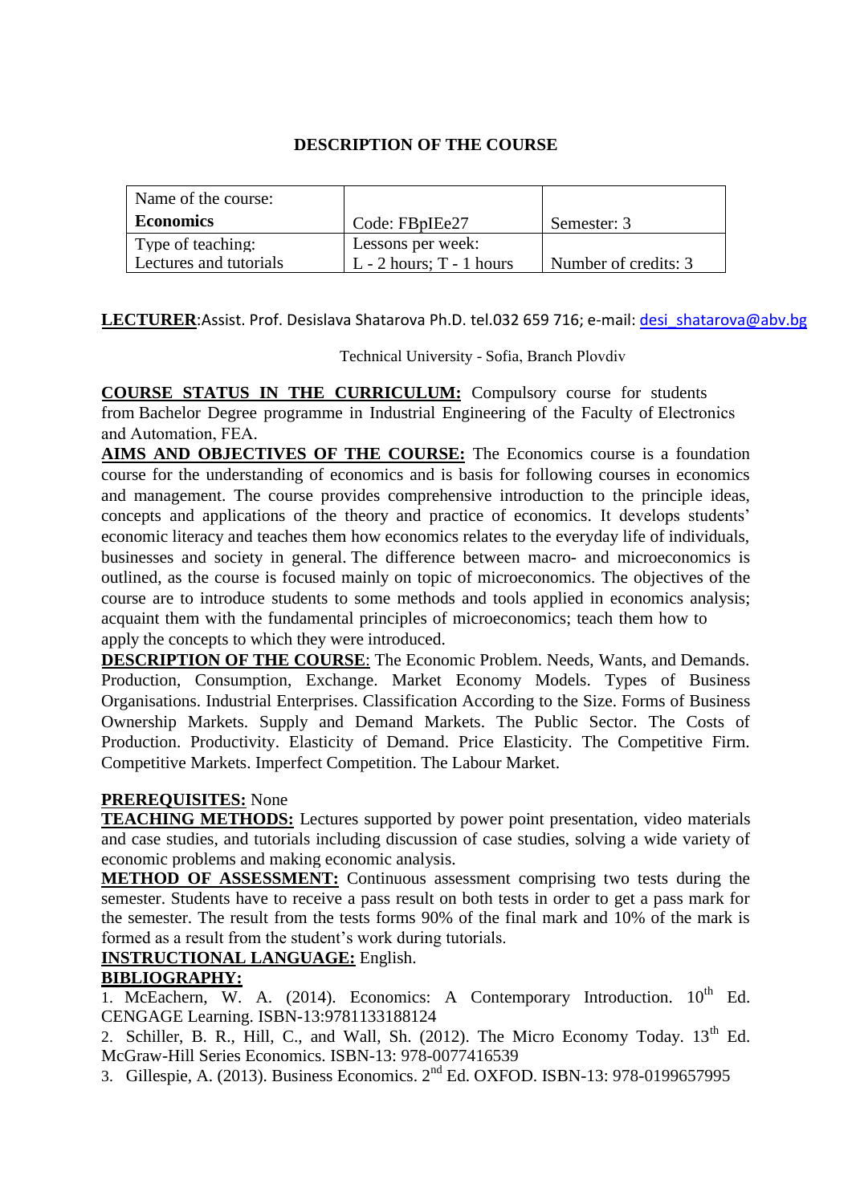# DESCRIPTION OF THE COURSE

| Name of the course:<br>**Economics** | Code: FBpIEe27 | Semester: 3 |
|---|---|---|
| Type of teaching:<br>Lectures and tutorials | Lessons per week:<br>L - 2 hours; T - 1 hours | Number of credits: 3 |

**LECTURER**:Assist. Prof. Desislava Shatarova Ph.D. tel.032 659 716; e-mail: desi_shatarova@abv.bg

Technical University - Sofia, Branch Plovdiv

**COURSE STATUS IN THE CURRICULUM:** Compulsory course for students from Bachelor Degree programme in Industrial Engineering of the Faculty of Electronics and Automation, FEA.

**AIMS AND OBJECTIVES OF THE COURSE:** The Economics course is a foundation course for the understanding of economics and is basis for following courses in economics and management. The course provides comprehensive introduction to the principle ideas, concepts and applications of the theory and practice of economics. It develops students' economic literacy and teaches them how economics relates to the everyday life of individuals, businesses and society in general. The difference between macro- and microeconomics is outlined, as the course is focused mainly on topic of microeconomics. The objectives of the course are to introduce students to some methods and tools applied in economics analysis; acquaint them with the fundamental principles of microeconomics; teach them how to apply the concepts to which they were introduced.

**DESCRIPTION OF THE COURSE**: The Economic Problem. Needs, Wants, and Demands. Production, Consumption, Exchange. Market Economy Models. Types of Business Organisations. Industrial Enterprises. Classification According to the Size. Forms of Business Ownership Markets. Supply and Demand Markets. The Public Sector. The Costs of Production. Productivity. Elasticity of Demand. Price Elasticity. The Competitive Firm. Competitive Markets. Imperfect Competition. The Labour Market.

**PREREQUISITES:** None

**TEACHING METHODS:** Lectures supported by power point presentation, video materials and case studies, and tutorials including discussion of case studies, solving a wide variety of economic problems and making economic analysis.

**METHOD OF ASSESSMENT:** Continuous assessment comprising two tests during the semester. Students have to receive a pass result on both tests in order to get a pass mark for the semester. The result from the tests forms 90% of the final mark and 10% of the mark is formed as a result from the student's work during tutorials.

**INSTRUCTIONAL LANGUAGE:** English.

**BIBLIOGRAPHY:**

1. McEachern, W. A. (2014). Economics: A Contemporary Introduction. 10th Ed. CENGAGE Learning. ISBN-13:9781133188124
2. Schiller, B. R., Hill, C., and Wall, Sh. (2012). The Micro Economy Today. 13th Ed. McGraw-Hill Series Economics. ISBN-13: 978-0077416539
3. Gillespie, A. (2013). Business Economics. 2nd Ed. OXFOD. ISBN-13: 978-0199657995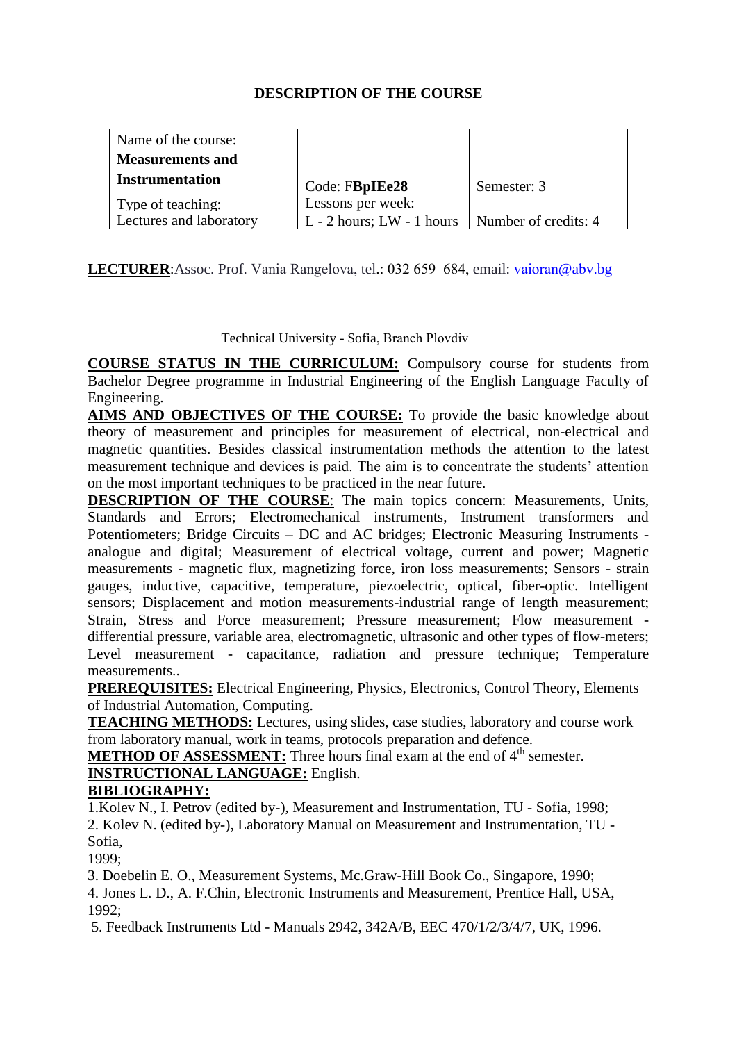## DESCRIPTION OF THE COURSE

| Name of the course: **Measurements and Instrumentation** | Code: F**BpIEe28** | Semester: 3 |
|---|---|---|
| Type of teaching: Lectures and laboratory | Lessons per week: L - 2 hours; LW - 1 hours | Number of credits: 4 |

**LECTURER**:Assoc. Prof. Vania Rangelova, tel.: 032 659 684, email: vaioran@abv.bg

Technical University - Sofia, Branch Plovdiv

**COURSE STATUS IN THE CURRICULUM:** Compulsory course for students from Bachelor Degree programme in Industrial Engineering of the English Language Faculty of Engineering.

**AIMS AND OBJECTIVES OF THE COURSE:** To provide the basic knowledge about theory of measurement and principles for measurement of electrical, non-electrical and magnetic quantities. Besides classical instrumentation methods the attention to the latest measurement technique and devices is paid. The aim is to concentrate the students' attention on the most important techniques to be practiced in the near future.

**DESCRIPTION OF THE COURSE**: The main topics concern: Measurements, Units, Standards and Errors; Electromechanical instruments, Instrument transformers and Potentiometers; Bridge Circuits – DC and AC bridges; Electronic Measuring Instruments - analogue and digital; Measurement of electrical voltage, current and power; Magnetic measurements - magnetic flux, magnetizing force, iron loss measurements; Sensors - strain gauges, inductive, capacitive, temperature, piezoelectric, optical, fiber-optic. Intelligent sensors; Displacement and motion measurements-industrial range of length measurement; Strain, Stress and Force measurement; Pressure measurement; Flow measurement - differential pressure, variable area, electromagnetic, ultrasonic and other types of flow-meters; Level measurement - capacitance, radiation and pressure technique; Temperature measurements..

**PREREQUISITES:** Electrical Engineering, Physics, Electronics, Control Theory, Elements of Industrial Automation, Computing.

**TEACHING METHODS:** Lectures, using slides, case studies, laboratory and course work from laboratory manual, work in teams, protocols preparation and defence.

**METHOD OF ASSESSMENT:** Three hours final exam at the end of 4th semester.

**INSTRUCTIONAL LANGUAGE:** English.

**BIBLIOGRAPHY:**

1.Kolev N., I. Petrov (edited by-), Measurement and Instrumentation, TU - Sofia, 1998;

2. Kolev N. (edited by-), Laboratory Manual on Measurement and Instrumentation, TU - Sofia, 1999;

3. Doebelin E. O., Measurement Systems, Mc.Graw-Hill Book Co., Singapore, 1990;

4. Jones L. D., A. F.Chin, Electronic Instruments and Measurement, Prentice Hall, USA, 1992;

5. Feedback Instruments Ltd - Manuals 2942, 342A/B, EEC 470/1/2/3/4/7, UK, 1996.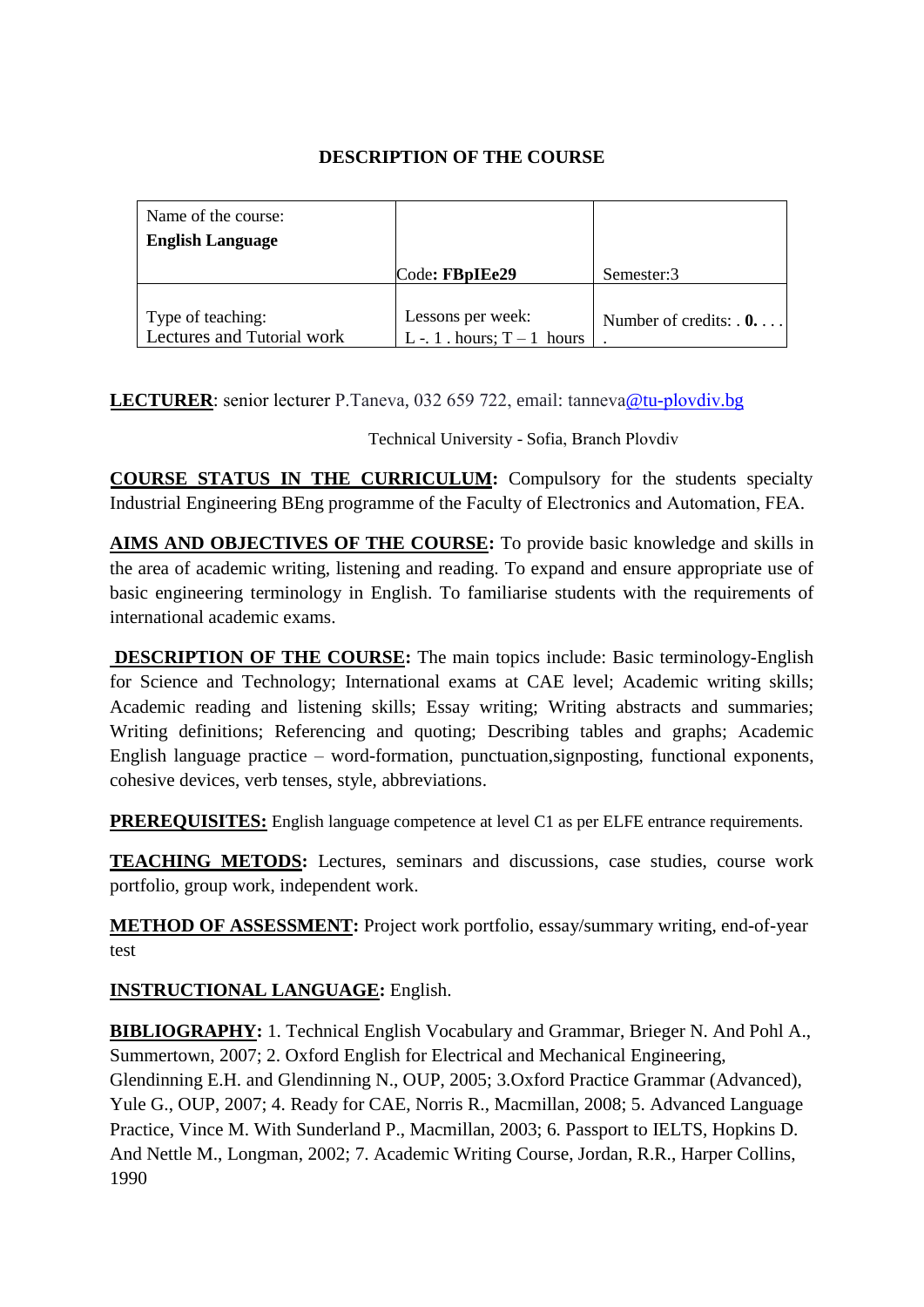# DESCRIPTION OF THE COURSE

| Name of the course: **English Language** | Code**: FBpIEe29** | Semester:3 |
|---|---|---|
| Type of teaching: Lectures and Tutorial work | Lessons per week: L -. 1 . hours; T – 1 hours | Number of credits: . **0.** . . . . |

**LECTURER**: senior lecturer P.Taneva, 032 659 722, email: tanneva@tu-plovdiv.bg

Technical University - Sofia, Branch Plovdiv

**COURSE STATUS IN THE CURRICULUM:** Compulsory for the students specialty Industrial Engineering BEng programme of the Faculty of Electronics and Automation, FEA.

**AIMS AND OBJECTIVES OF THE COURSE:** To provide basic knowledge and skills in the area of academic writing, listening and reading. To expand and ensure appropriate use of basic engineering terminology in English. To familiarise students with the requirements of international academic exams.

**DESCRIPTION OF THE COURSE:** The main topics include: Basic terminology-English for Science and Technology; International exams at CAE level; Academic writing skills; Academic reading and listening skills; Essay writing; Writing abstracts and summaries; Writing definitions; Referencing and quoting; Describing tables and graphs; Academic English language practice – word-formation, punctuation,signposting, functional exponents, cohesive devices, verb tenses, style, abbreviations.

**PREREQUISITES:** English language competence at level C1 as per ELFE entrance requirements.

**TEACHING METODS:** Lectures, seminars and discussions, case studies, course work portfolio, group work, independent work.

**METHOD OF ASSESSMENT:** Project work portfolio, essay/summary writing, end-of-year test

**INSTRUCTIONAL LANGUAGE:** English.

**BIBLIOGRAPHY:** 1. Technical English Vocabulary and Grammar, Brieger N. And Pohl A., Summertown, 2007; 2. Oxford English for Electrical and Mechanical Engineering, Glendinning E.H. and Glendinning N., OUP, 2005; 3.Oxford Practice Grammar (Advanced), Yule G., OUP, 2007; 4. Ready for CAE, Norris R., Macmillan, 2008; 5. Advanced Language Practice, Vince M. With Sunderland P., Macmillan, 2003; 6. Passport to IELTS, Hopkins D. And Nettle M., Longman, 2002; 7. Academic Writing Course, Jordan, R.R., Harper Collins, 1990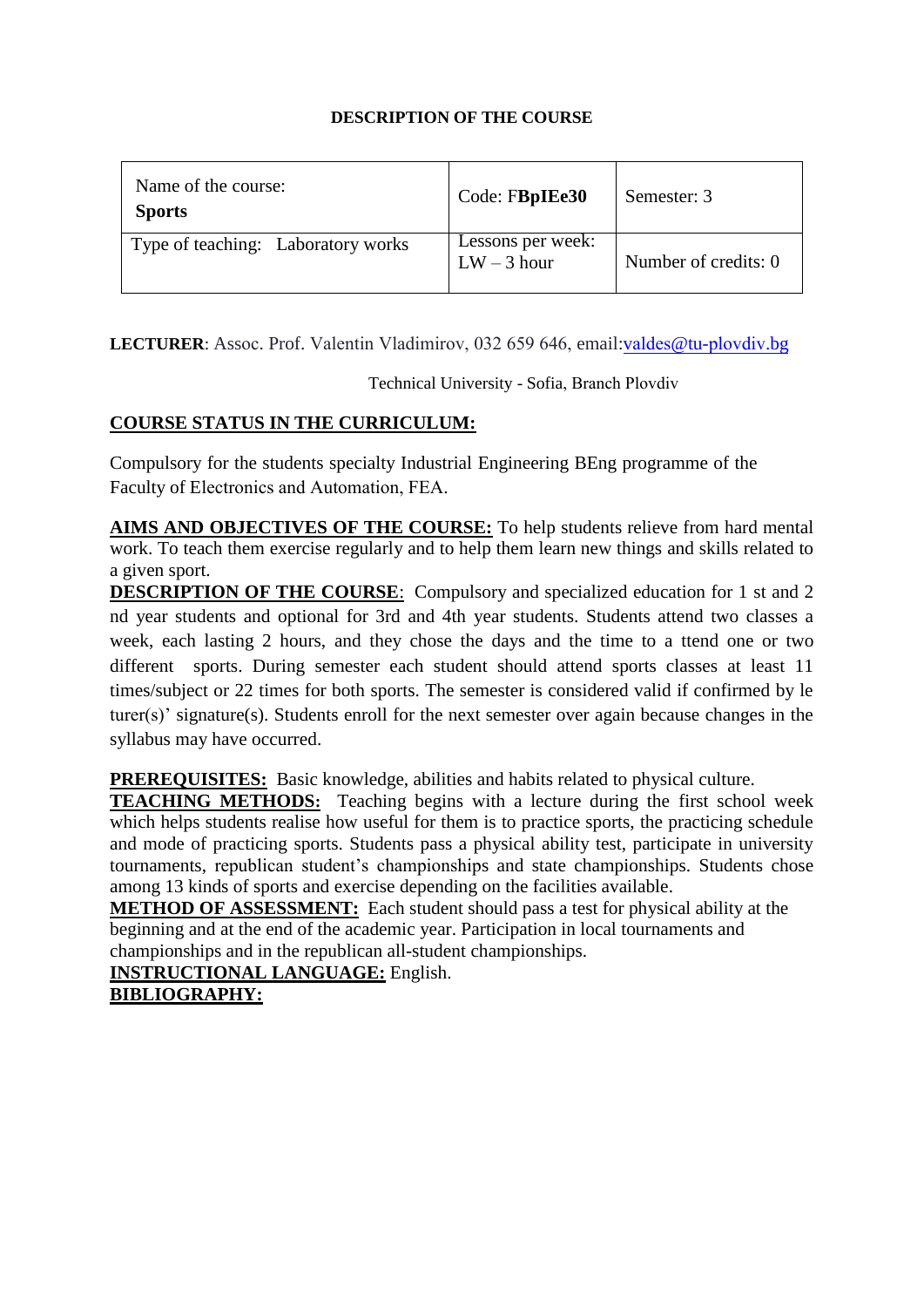## DESCRIPTION OF THE COURSE

| Name of the course: **Sports** | Code: F**BpIEe30** | Semester: 3 |
|---|---|---|
| Type of teaching: Laboratory works | Lessons per week: LW – 3 hour | Number of credits: 0 |

**LECTURER**: Assoc. Prof. Valentin Vladimirov, 032 659 646, email:valdes@tu-plovdiv.bg

Technical University - Sofia, Branch Plovdiv

**COURSE STATUS IN THE CURRICULUM:**

Compulsory for the students specialty Industrial Engineering BEng programme of the Faculty of Electronics and Automation, FEA.

**AIMS AND OBJECTIVES OF THE COURSE:** To help students relieve from hard mental work. To teach them exercise regularly and to help them learn new things and skills related to a given sport.

**DESCRIPTION OF THE COURSE**: Compulsory and specialized education for 1 st and 2 nd year students and optional for 3rd and 4th year students. Students attend two classes a week, each lasting 2 hours, and they chose the days and the time to a ttend one or two different sports. During semester each student should attend sports classes at least 11 times/subject or 22 times for both sports. The semester is considered valid if confirmed by le turer(s)' signature(s). Students enroll for the next semester over again because changes in the syllabus may have occurred.

**PREREQUISITES:** Basic knowledge, abilities and habits related to physical culture.

**TEACHING METHODS:** Teaching begins with a lecture during the first school week which helps students realise how useful for them is to practice sports, the practicing schedule and mode of practicing sports. Students pass a physical ability test, participate in university tournaments, republican student's championships and state championships. Students chose among 13 kinds of sports and exercise depending on the facilities available.

**METHOD OF ASSESSMENT:** Each student should pass a test for physical ability at the beginning and at the end of the academic year. Participation in local tournaments and championships and in the republican all-student championships.

**INSTRUCTIONAL LANGUAGE:** English.

**BIBLIOGRAPHY:**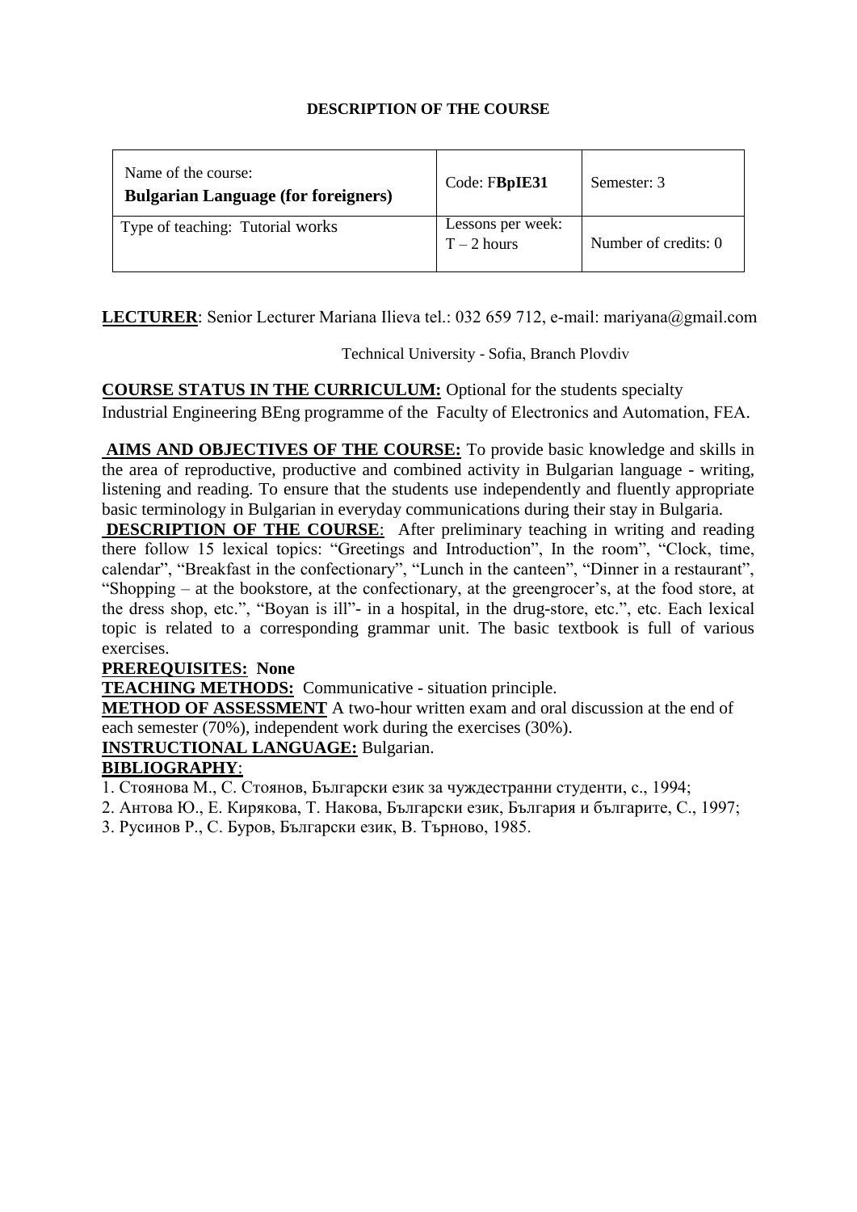**DESCRIPTION OF THE COURSE**

| Name of the course: **Bulgarian Language (for foreigners)** | Code: F**BpIE31** | Semester: 3 |
|---|---|---|
| Type of teaching: Tutorial works | Lessons per week: T – 2 hours | Number of credits: 0 |

**LECTURER**: Senior Lecturer Mariana Ilieva tel.: 032 659 712, e-mail: mariyana@gmail.com

Technical University - Sofia, Branch Plovdiv

**COURSE STATUS IN THE CURRICULUM:** Optional for the students specialty Industrial Engineering BEng programme of the Faculty of Electronics and Automation, FEA.

**AIMS AND OBJECTIVES OF THE COURSE:** To provide basic knowledge and skills in the area of reproductive, productive and combined activity in Bulgarian language - writing, listening and reading. To ensure that the students use independently and fluently appropriate basic terminology in Bulgarian in everyday communications during their stay in Bulgaria.

**DESCRIPTION OF THE COURSE**: After preliminary teaching in writing and reading there follow 15 lexical topics: "Greetings and Introduction", In the room", "Clock, time, calendar", "Breakfast in the confectionary", "Lunch in the canteen", "Dinner in a restaurant", "Shopping – at the bookstore, at the confectionary, at the greengrocer's, at the food store, at the dress shop, etc.", "Boyan is ill"- in a hospital, in the drug-store, etc.", etc. Each lexical topic is related to a corresponding grammar unit. The basic textbook is full of various exercises.

**PREREQUISITES: None**

**TEACHING METHODS:** Communicative - situation principle.

**METHOD OF ASSESSMENT** A two-hour written exam and oral discussion at the end of each semester (70%), independent work during the exercises (30%).

**INSTRUCTIONAL LANGUAGE:** Bulgarian.

**BIBLIOGRAPHY**:

1. Стоянова М., С. Стоянов, Български език за чуждестранни студенти, с., 1994;
2. Антова Ю., Е. Willякова, Т. Накова, Български език, България и българите, С., 1997;
3. Русинов Р., С. Буров, Български език, В. Търново, 1985.

**DESCRIPTION OF THE COURSE**

| Name of the course: **Bulgarian Language (for foreigners)** | Code: F**BpIE31** | Semester: 3 |
|---|---|---|
| Type of teaching: Tutorial works | Lessons per week: T – 2 hours | Number of credits: 0 |

**LECTURER**: Senior Lecturer Mariana Ilieva tel.: 032 659 712, e-mail: mariyana@gmail.com

Technical University - Sofia, Branch Plovdiv

**COURSE STATUS IN THE CURRICULUM:** Optional for the students specialty Industrial Engineering BEng programme of the Faculty of Electronics and Automation, FEA.

**AIMS AND OBJECTIVES OF THE COURSE:** To provide basic knowledge and skills in the area of reproductive, productive and combined activity in Bulgarian language - writing, listening and reading. To ensure that the students use independently and fluently appropriate basic terminology in Bulgarian in everyday communications during their stay in Bulgaria.

**DESCRIPTION OF THE COURSE**: After preliminary teaching in writing and reading there follow 15 lexical topics: "Greetings and Introduction", In the room", "Clock, time, calendar", "Breakfast in the confectionary", "Lunch in the canteen", "Dinner in a restaurant", "Shopping – at the bookstore, at the confectionary, at the greengrocer's, at the food store, at the dress shop, etc.", "Boyan is ill"- in a hospital, in the drug-store, etc.", etc. Each lexical topic is related to a corresponding grammar unit. The basic textbook is full of various exercises.

**PREREQUISITES: None**

**TEACHING METHODS:** Communicative - situation principle.

**METHOD OF ASSESSMENT** A two-hour written exam and oral discussion at the end of each semester (70%), independent work during the exercises (30%).

**INSTRUCTIONAL LANGUAGE:** Bulgarian.

**BIBLIOGRAPHY**:

1. Стоянова М., С. Стоянов, Български език за чуждестранни студенти, с., 1994;
2. Антова Ю., Е. Килякова, Т. Накова, Български език, България и българите, С., 1997;
3. Русинов Р., С. Буров, Български език, В. Търново, 1985.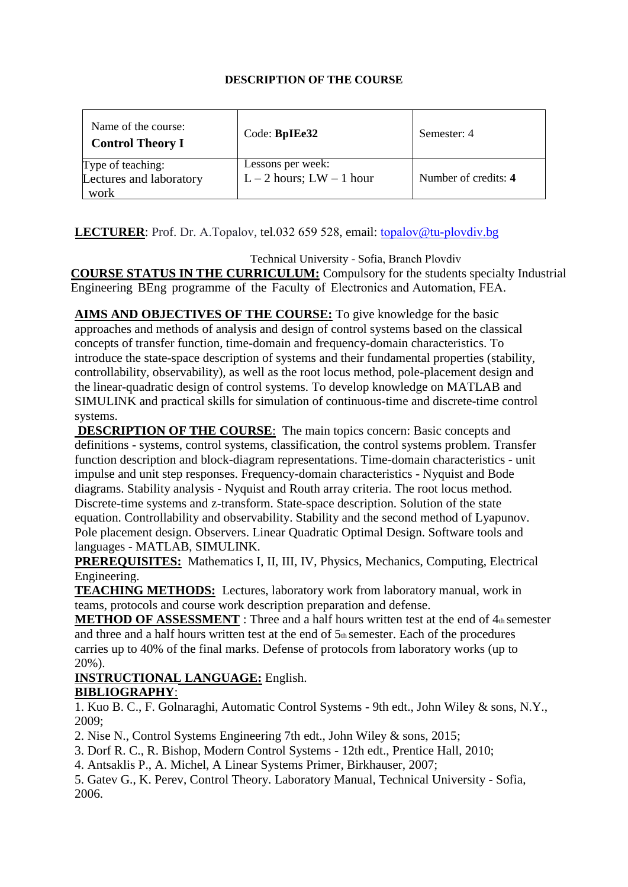**DESCRIPTION OF THE COURSE**

| Name of the course: **Control Theory I** | Code: **BpIEe32** | Semester: 4 |
|---|---|---|
| Type of teaching: Lectures and laboratory work | Lessons per week: L – 2 hours; LW – 1 hour | Number of credits: **4** |

**LECTURER**: Prof. Dr. A.Topalov, tel.032 659 528, email: topalov@tu-plovdiv.bg

Technical University - Sofia, Branch Plovdiv

**COURSE STATUS IN THE CURRICULUM:** Compulsory for the students specialty Industrial Engineering BEng programme of the Faculty of Electronics and Automation, FEA.

**AIMS AND OBJECTIVES OF THE COURSE:** To give knowledge for the basic approaches and methods of analysis and design of control systems based on the classical concepts of transfer function, time-domain and frequency-domain characteristics. To introduce the state-space description of systems and their fundamental properties (stability, controllability, observability), as well as the root locus method, pole-placement design and the linear-quadratic design of control systems. To develop knowledge on MATLAB and SIMULINK and practical skills for simulation of continuous-time and discrete-time control systems.

**DESCRIPTION OF THE COURSE**: The main topics concern: Basic concepts and definitions - systems, control systems, classification, the control systems problem. Transfer function description and block-diagram representations. Time-domain characteristics - unit impulse and unit step responses. Frequency-domain characteristics - Nyquist and Bode diagrams. Stability analysis - Nyquist and Routh array criteria. The root locus method. Discrete-time systems and z-transform. State-space description. Solution of the state equation. Controllability and observability. Stability and the second method of Lyapunov. Pole placement design. Observers. Linear Quadratic Optimal Design. Software tools and languages - MATLAB, SIMULINK.

**PREREQUISITES:** Mathematics I, II, III, IV, Physics, Mechanics, Computing, Electrical Engineering.

**TEACHING METHODS:** Lectures, laboratory work from laboratory manual, work in teams, protocols and course work description preparation and defense.

**METHOD OF ASSESSMENT** : Three and a half hours written test at the end of 4th semester and three and a half hours written test at the end of 5th semester. Each of the procedures carries up to 40% of the final marks. Defense of protocols from laboratory works (up to 20%).

**INSTRUCTIONAL LANGUAGE:** English.

**BIBLIOGRAPHY**:

1. Kuo B. C., F. Golnaraghi, Automatic Control Systems - 9th edt., John Wiley & sons, N.Y., 2009;
2. Nise N., Control Systems Engineering 7th edt., John Wiley & sons, 2015;
3. Dorf R. C., R. Bishop, Modern Control Systems - 12th edt., Prentice Hall, 2010;
4. Antsaklis P., A. Michel, A Linear Systems Primer, Birkhauser, 2007;
5. Gatev G., K. Perev, Control Theory. Laboratory Manual, Technical University - Sofia, 2006.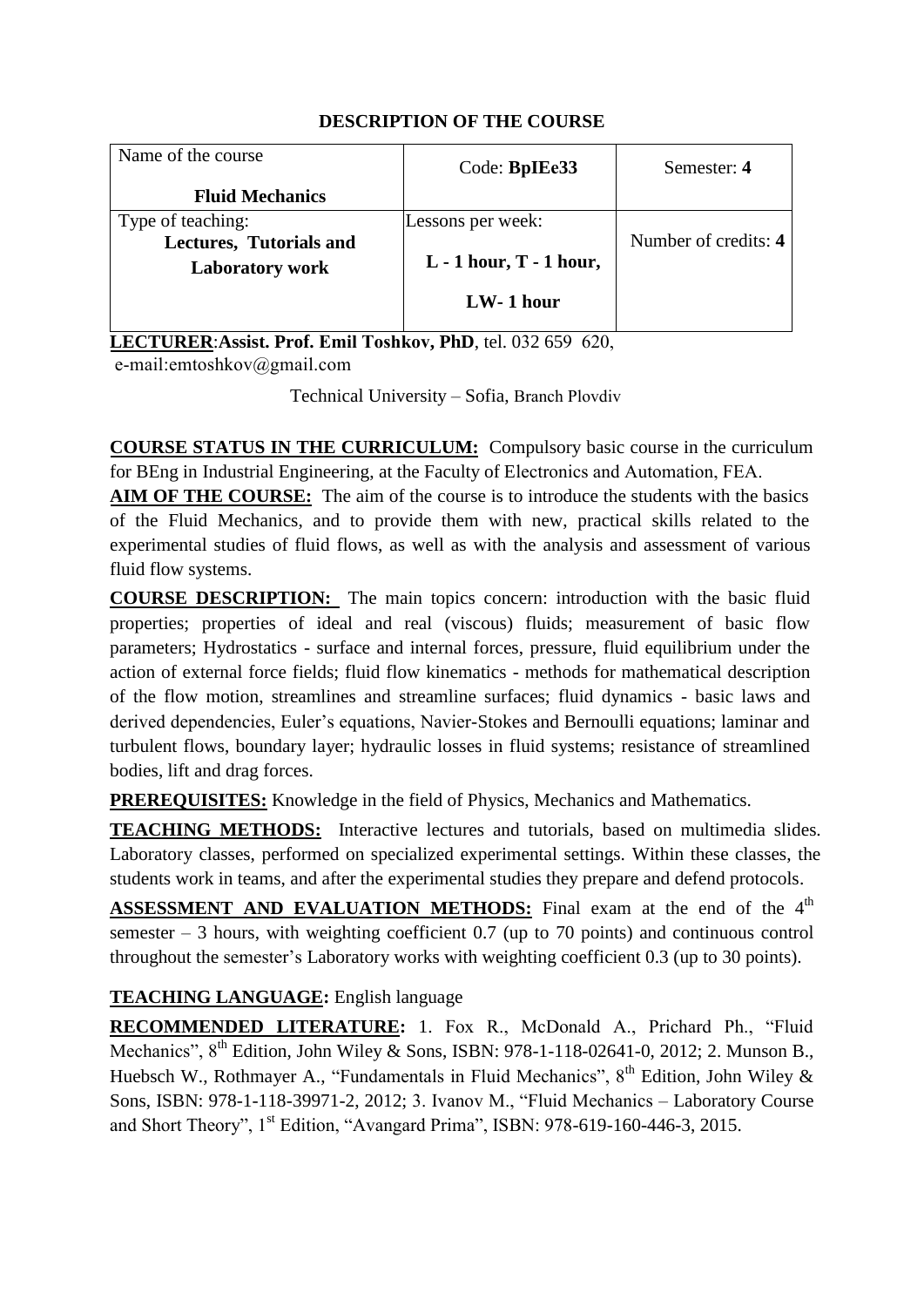# DESCRIPTION OF THE COURSE

| Name of the course<br>**Fluid Mechanics** | Code: **BpIEe33** | Semester: **4** |
|---|---|---|
| Type of teaching:<br>**Lectures, Tutorials and Laboratory work** | Lessons per week:<br>**L - 1 hour, T - 1 hour,**<br>**LW- 1 hour** | Number of credits: **4** |

**LECTURER**:**Assist. Prof. Emil Toshkov, PhD**, tel. 032 659 620,
e-mail:emtoshkov@gmail.com

Technical University – Sofia, Branch Plovdiv

**COURSE STATUS IN THE CURRICULUM:** Compulsory basic course in the curriculum for BEng in Industrial Engineering, at the Faculty of Electronics and Automation, FEA.

**AIM OF THE COURSE:** The aim of the course is to introduce the students with the basics of the Fluid Mechanics, and to provide them with new, practical skills related to the experimental studies of fluid flows, as well as with the analysis and assessment of various fluid flow systems.

**COURSE DESCRIPTION:** The main topics concern: introduction with the basic fluid properties; properties of ideal and real (viscous) fluids; measurement of basic flow parameters; Hydrostatics - surface and internal forces, pressure, fluid equilibrium under the action of external force fields; fluid flow kinematics - methods for mathematical description of the flow motion, streamlines and streamline surfaces; fluid dynamics - basic laws and derived dependencies, Euler's equations, Navier-Stokes and Bernoulli equations; laminar and turbulent flows, boundary layer; hydraulic losses in fluid systems; resistance of streamlined bodies, lift and drag forces.

**PREREQUISITES:** Knowledge in the field of Physics, Mechanics and Mathematics.

**TEACHING METHODS:** Interactive lectures and tutorials, based on multimedia slides. Laboratory classes, performed on specialized experimental settings. Within these classes, the students work in teams, and after the experimental studies they prepare and defend protocols.

**ASSESSMENT AND EVALUATION METHODS:** Final exam at the end of the 4th semester – 3 hours, with weighting coefficient 0.7 (up to 70 points) and continuous control throughout the semester's Laboratory works with weighting coefficient 0.3 (up to 30 points).

**TEACHING LANGUAGE:** English language

**RECOMMENDED LITERATURE:** 1. Fox R., McDonald A., Prichard Ph., "Fluid Mechanics", 8th Edition, John Wiley & Sons, ISBN: 978-1-118-02641-0, 2012; 2. Munson B., Huebsch W., Rothmayer A., "Fundamentals in Fluid Mechanics", 8th Edition, John Wiley & Sons, ISBN: 978-1-118-39971-2, 2012; 3. Ivanov M., "Fluid Mechanics – Laboratory Course and Short Theory", 1st Edition, "Avangard Prima", ISBN: 978-619-160-446-3, 2015.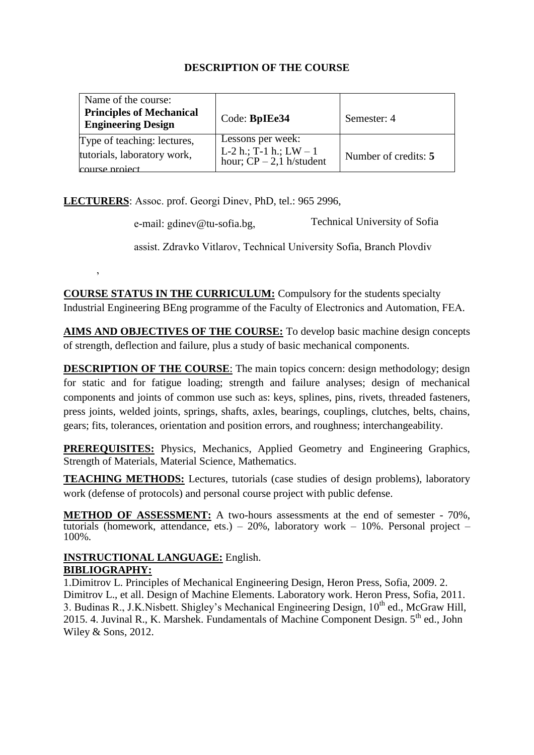## DESCRIPTION OF THE COURSE

| Name of the course: **Principles of Mechanical Engineering Design** | Code: **BpIEe34** | Semester: 4 |
|---|---|---|
| Type of teaching: lectures, tutorials, laboratory work, course project | Lessons per week: L-2 h.; T-1 h.; LW – 1 hour; CP – 2,1 h/student | Number of credits: **5** |

**LECTURERS**: Assoc. prof. Georgi Dinev, PhD, tel.: 965 2996,

e-mail: gdinev@tu-sofia.bg, Technical University of Sofia

assist. Zdravko Vitlarov, Technical University Sofia, Branch Plovdiv

,

**COURSE STATUS IN THE CURRICULUM:** Compulsory for the students specialty Industrial Engineering BEng programme of the Faculty of Electronics and Automation, FEA.

**AIMS AND OBJECTIVES OF THE COURSE:** To develop basic machine design concepts of strength, deflection and failure, plus a study of basic mechanical components.

**DESCRIPTION OF THE COURSE**: The main topics concern: design methodology; design for static and for fatigue loading; strength and failure analyses; design of mechanical components and joints of common use such as: keys, splines, pins, rivets, threaded fasteners, press joints, welded joints, springs, shafts, axles, bearings, couplings, clutches, belts, chains, gears; fits, tolerances, orientation and position errors, and roughness; interchangeability.

**PREREQUISITES:** Physics, Mechanics, Applied Geometry and Engineering Graphics, Strength of Materials, Material Science, Mathematics.

**TEACHING METHODS:** Lectures, tutorials (case studies of design problems), laboratory work (defense of protocols) and personal course project with public defense.

**METHOD OF ASSESSMENT:** A two-hours assessments at the end of semester - 70%, tutorials (homework, attendance, ets.) – 20%, laboratory work – 10%. Personal project – 100%.

**INSTRUCTIONAL LANGUAGE:** English.

**BIBLIOGRAPHY:**

1.Dimitrov L. Principles of Mechanical Engineering Design, Heron Press, Sofia, 2009. 2. Dimitrov L., et all. Design of Machine Elements. Laboratory work. Heron Press, Sofia, 2011. 3. Budinas R., J.K.Nisbett. Shigley's Mechanical Engineering Design, 10th ed., McGraw Hill, 2015. 4. Juvinal R., K. Marshek. Fundamentals of Machine Component Design. 5th ed., John Wiley & Sons, 2012.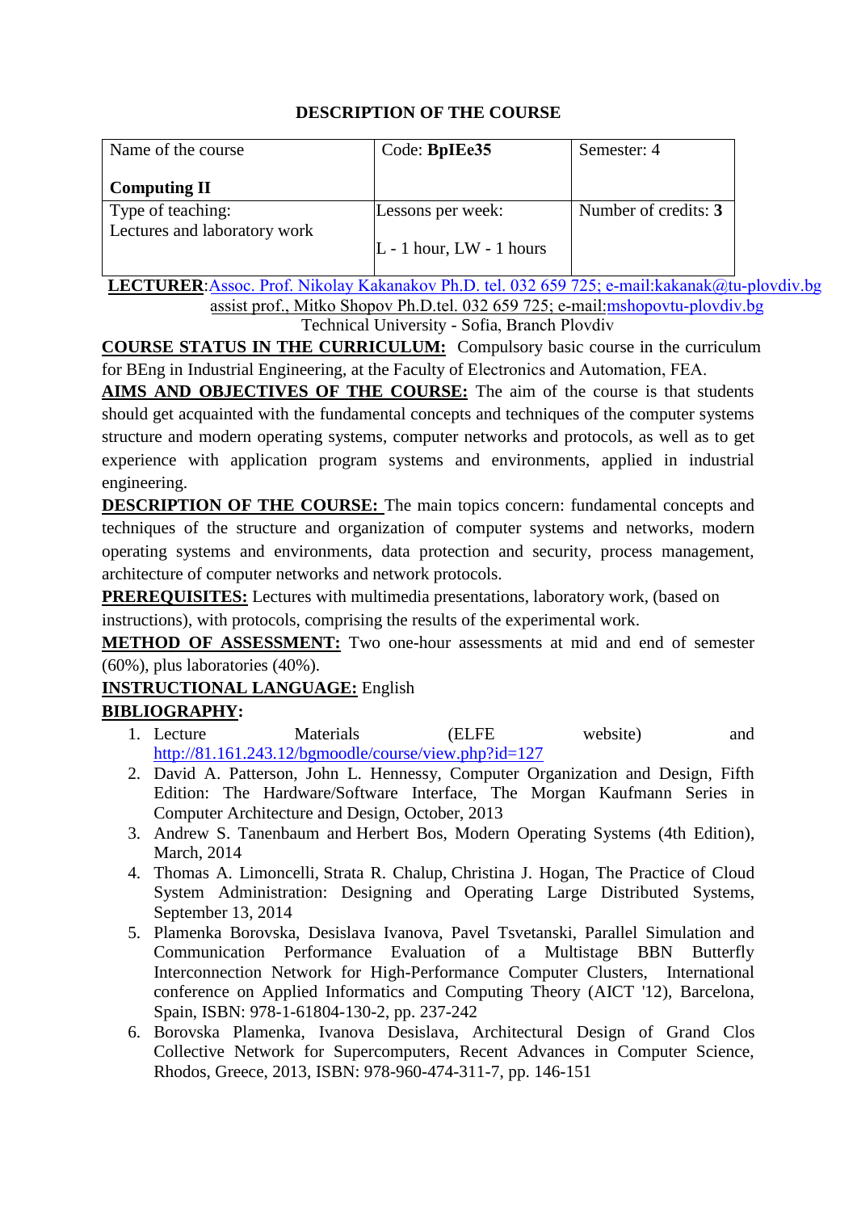# DESCRIPTION OF THE COURSE

| Name of the course<br><br>**Computing II** | Code: **BpIEe35** | Semester: 4 |
|---|---|---|
| Type of teaching:<br>Lectures and laboratory work | Lessons per week:<br><br>L - 1 hour, LW - 1 hours | Number of credits: **3** |

**LECTURER**: Assoc. Prof. Nikolay Kakanakov Ph.D. tel. 032 659 725; e-mail:kakanak@tu-plovdiv.bg
assist prof., Mitko Shopov Ph.D.tel. 032 659 725; e-mail:mshopovtu-plovdiv.bg
Technical University - Sofia, Branch Plovdiv

**COURSE STATUS IN THE CURRICULUM:** Compulsory basic course in the curriculum for BEng in Industrial Engineering, at the Faculty of Electronics and Automation, FEA.

**AIMS AND OBJECTIVES OF THE COURSE:** The aim of the course is that students should get acquainted with the fundamental concepts and techniques of the computer systems structure and modern operating systems, computer networks and protocols, as well as to get experience with application program systems and environments, applied in industrial engineering.

**DESCRIPTION OF THE COURSE:** The main topics concern: fundamental concepts and techniques of the structure and organization of computer systems and networks, modern operating systems and environments, data protection and security, process management, architecture of computer networks and network protocols.

**PREREQUISITES:** Lectures with multimedia presentations, laboratory work, (based on instructions), with protocols, comprising the results of the experimental work.

**METHOD OF ASSESSMENT:** Two one-hour assessments at mid and end of semester (60%), plus laboratories (40%).

**INSTRUCTIONAL LANGUAGE:** English

**BIBLIOGRAPHY:**

1. Lecture Materials (ELFE website) and http://81.161.243.12/bgmoodle/course/view.php?id=127
2. David A. Patterson, John L. Hennessy, Computer Organization and Design, Fifth Edition: The Hardware/Software Interface, The Morgan Kaufmann Series in Computer Architecture and Design, October, 2013
3. Andrew S. Tanenbaum and Herbert Bos, Modern Operating Systems (4th Edition), March, 2014
4. Thomas A. Limoncelli, Strata R. Chalup, Christina J. Hogan, The Practice of Cloud System Administration: Designing and Operating Large Distributed Systems, September 13, 2014
5. Plamenka Borovska, Desislava Ivanova, Pavel Tsvetanski, Parallel Simulation and Communication Performance Evaluation of a Multistage BBN Butterfly Interconnection Network for High-Performance Computer Clusters, International conference on Applied Informatics and Computing Theory (AICT '12), Barcelona, Spain, ISBN: 978-1-61804-130-2, pp. 237-242
6. Borovska Plamenka, Ivanova Desislava, Architectural Design of Grand Clos Collective Network for Supercomputers, Recent Advances in Computer Science, Rhodos, Greece, 2013, ISBN: 978-960-474-311-7, pp. 146-151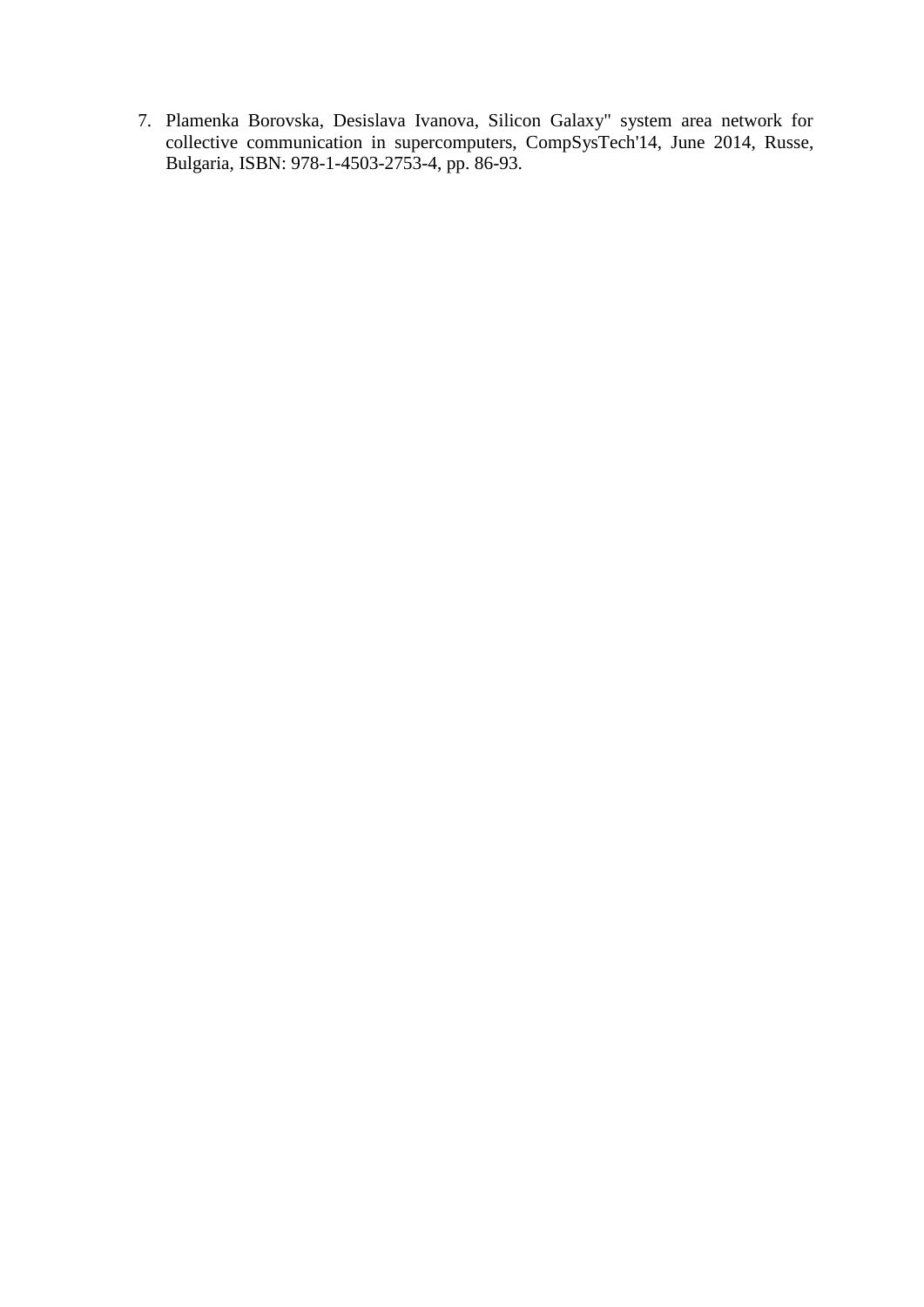7. Plamenka Borovska, Desislava Ivanova, Silicon Galaxy" system area network for collective communication in supercomputers, CompSysTech'14, June 2014, Russe, Bulgaria, ISBN: 978-1-4503-2753-4, pp. 86-93.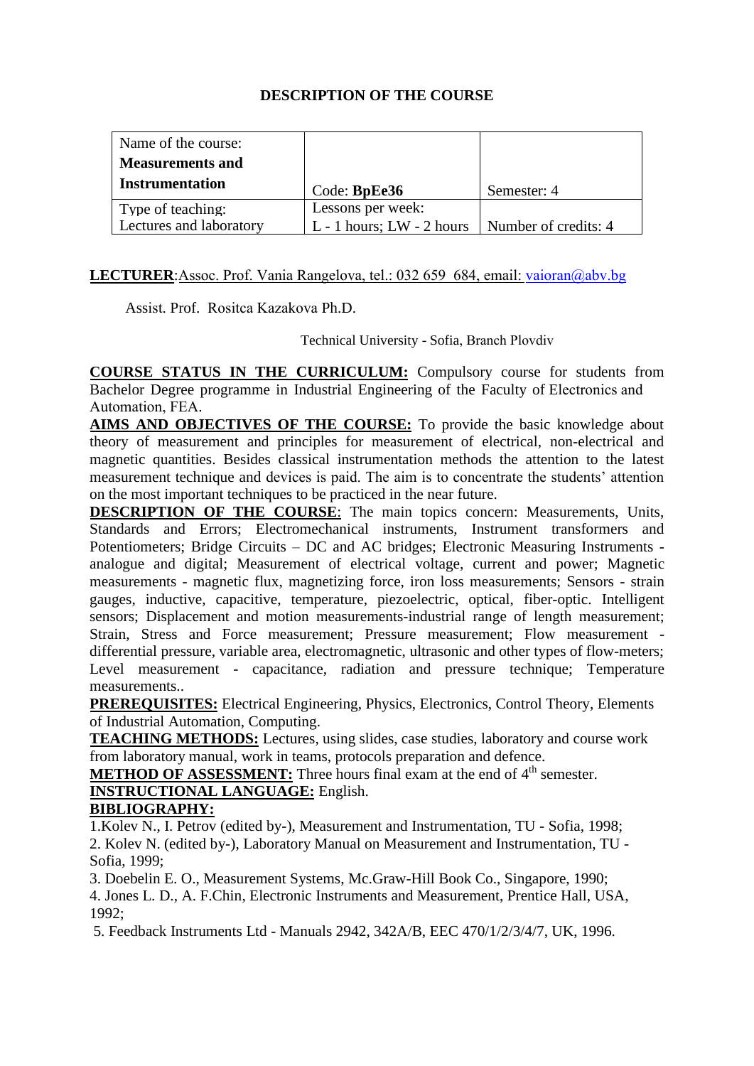## DESCRIPTION OF THE COURSE

| Name of the course: **Measurements and Instrumentation** | Code: **BpEe36** | Semester: 4 |
|---|---|---|
| Type of teaching: Lectures and laboratory | Lessons per week: L - 1 hours; LW - 2 hours | Number of credits: 4 |

**LECTURER**:Assoc. Prof. Vania Rangelova, tel.: 032 659 684, email: vaioran@abv.bg

Assist. Prof. Rositca Kazakova Ph.D.

Technical University - Sofia, Branch Plovdiv

**COURSE STATUS IN THE CURRICULUM:** Compulsory course for students from Bachelor Degree programme in Industrial Engineering of the Faculty of Electronics and Automation, FEA.

**AIMS AND OBJECTIVES OF THE COURSE:** To provide the basic knowledge about theory of measurement and principles for measurement of electrical, non-electrical and magnetic quantities. Besides classical instrumentation methods the attention to the latest measurement technique and devices is paid. The aim is to concentrate the students' attention on the most important techniques to be practiced in the near future.

**DESCRIPTION OF THE COURSE**: The main topics concern: Measurements, Units, Standards and Errors; Electromechanical instruments, Instrument transformers and Potentiometers; Bridge Circuits – DC and AC bridges; Electronic Measuring Instruments - analogue and digital; Measurement of electrical voltage, current and power; Magnetic measurements - magnetic flux, magnetizing force, iron loss measurements; Sensors - strain gauges, inductive, capacitive, temperature, piezoelectric, optical, fiber-optic. Intelligent sensors; Displacement and motion measurements-industrial range of length measurement; Strain, Stress and Force measurement; Pressure measurement; Flow measurement - differential pressure, variable area, electromagnetic, ultrasonic and other types of flow-meters; Level measurement - capacitance, radiation and pressure technique; Temperature measurements..

**PREREQUISITES:** Electrical Engineering, Physics, Electronics, Control Theory, Elements of Industrial Automation, Computing.

**TEACHING METHODS:** Lectures, using slides, case studies, laboratory and course work from laboratory manual, work in teams, protocols preparation and defence.

**METHOD OF ASSESSMENT:** Three hours final exam at the end of 4th semester.

**INSTRUCTIONAL LANGUAGE:** English.

**BIBLIOGRAPHY:**

1.Kolev N., I. Petrov (edited by-), Measurement and Instrumentation, TU - Sofia, 1998;

2. Kolev N. (edited by-), Laboratory Manual on Measurement and Instrumentation, TU - Sofia, 1999;

3. Doebelin E. O., Measurement Systems, Mc.Graw-Hill Book Co., Singapore, 1990;

4. Jones L. D., A. F.Chin, Electronic Instruments and Measurement, Prentice Hall, USA, 1992;

5. Feedback Instruments Ltd - Manuals 2942, 342A/B, EEC 470/1/2/3/4/7, UK, 1996.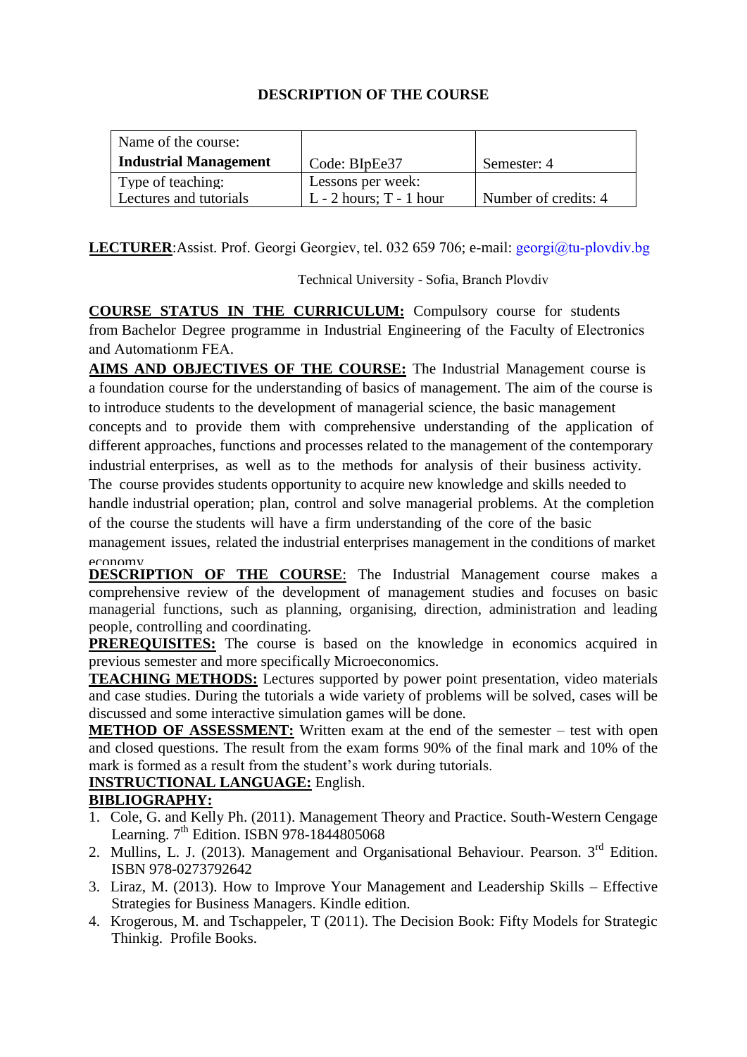# DESCRIPTION OF THE COURSE

| Name of the course: **Industrial Management** | Code: BIpEe37 | Semester: 4 |
|---|---|---|
| Type of teaching: Lectures and tutorials | Lessons per week: L - 2 hours; T - 1 hour | Number of credits: 4 |

**LECTURER**:Assist. Prof. Georgi Georgiev, tel. 032 659 706; e-mail: georgi@tu-plovdiv.bg

Technical University - Sofia, Branch Plovdiv

**COURSE STATUS IN THE CURRICULUM:** Compulsory course for students from Bachelor Degree programme in Industrial Engineering of the Faculty of Electronics and Automationm FEA.

**AIMS AND OBJECTIVES OF THE COURSE:** The Industrial Management course is a foundation course for the understanding of basics of management. The aim of the course is to introduce students to the development of managerial science, the basic management concepts and to provide them with comprehensive understanding of the application of different approaches, functions and processes related to the management of the contemporary industrial enterprises, as well as to the methods for analysis of their business activity. The course provides students opportunity to acquire new knowledge and skills needed to handle industrial operation; plan, control and solve managerial problems. At the completion of the course the students will have a firm understanding of the core of the basic management issues, related the industrial enterprises management in the conditions of market economy

**DESCRIPTION OF THE COURSE**: The Industrial Management course makes a comprehensive review of the development of management studies and focuses on basic managerial functions, such as planning, organising, direction, administration and leading people, controlling and coordinating.

**PREREQUISITES:** The course is based on the knowledge in economics acquired in previous semester and more specifically Microeconomics.

**TEACHING METHODS:** Lectures supported by power point presentation, video materials and case studies. During the tutorials a wide variety of problems will be solved, cases will be discussed and some interactive simulation games will be done.

**METHOD OF ASSESSMENT:** Written exam at the end of the semester – test with open and closed questions. The result from the exam forms 90% of the final mark and 10% of the mark is formed as a result from the student's work during tutorials.

**INSTRUCTIONAL LANGUAGE:** English.

**BIBLIOGRAPHY:**

1. Cole, G. and Kelly Ph. (2011). Management Theory and Practice. South-Western Cengage Learning. 7th Edition. ISBN 978-1844805068
2. Mullins, L. J. (2013). Management and Organisational Behaviour. Pearson. 3rd Edition. ISBN 978-0273792642
3. Liraz, M. (2013). How to Improve Your Management and Leadership Skills – Effective Strategies for Business Managers. Kindle edition.
4. Krogerous, M. and Tschappeler, T (2011). The Decision Book: Fifty Models for Strategic Thinkig. Profile Books.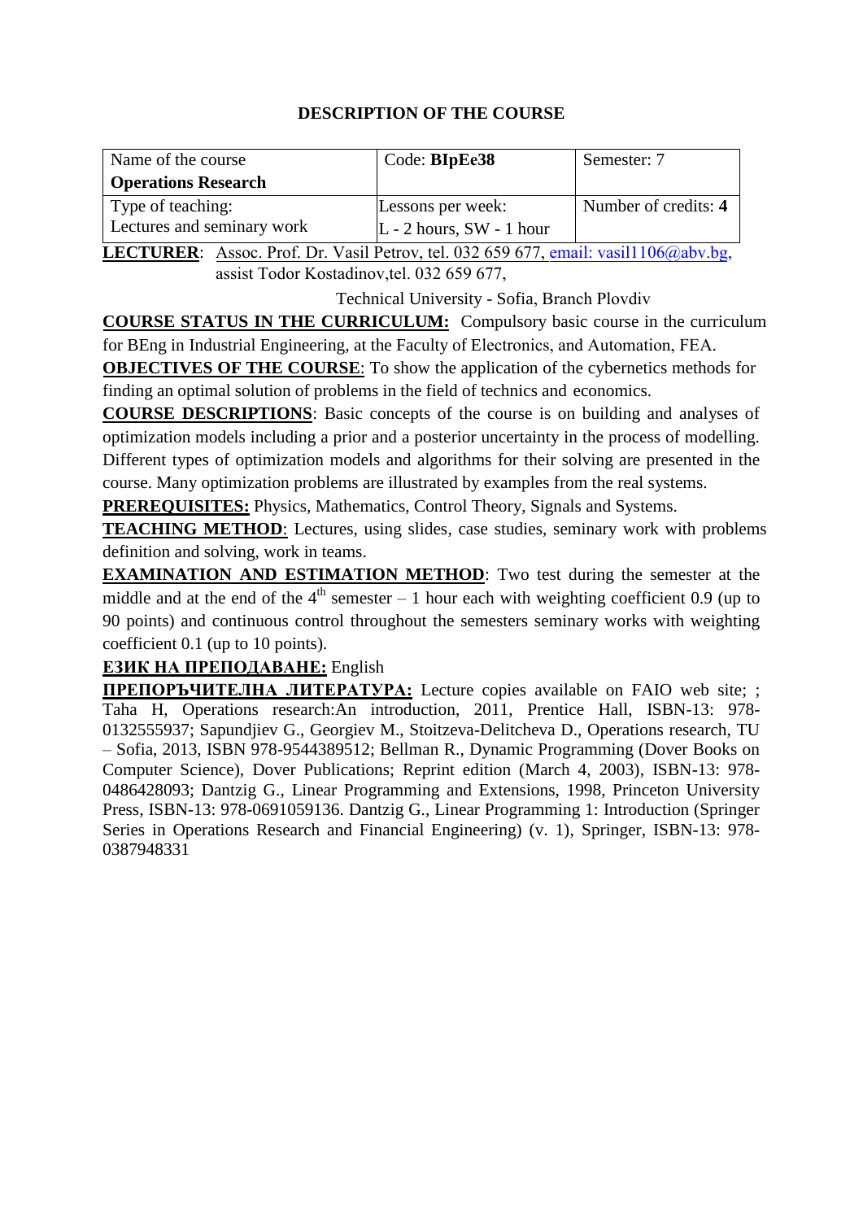## DESCRIPTION OF THE COURSE

| Name of the course **Operations Research** | Code: **BIpEe38** | Semester: 7 |
|---|---|---|
| Type of teaching: Lectures and seminary work | Lessons per week: L - 2 hours, SW - 1 hour | Number of credits: **4** |

**LECTURER**: Assoc. Prof. Dr. Vasil Petrov, tel. 032 659 677, email: vasil1106@abv.bg, assist Todor Kostadinov,tel. 032 659 677,

Technical University - Sofia, Branch Plovdiv

**COURSE STATUS IN THE CURRICULUM:** Compulsory basic course in the curriculum for BEng in Industrial Engineering, at the Faculty of Electronics, and Automation, FEA.

**OBJECTIVES OF THE COURSE**: To show the application of the cybernetics methods for finding an optimal solution of problems in the field of technics and economics.

**COURSE DESCRIPTIONS**: Basic concepts of the course is on building and analyses of optimization models including a prior and a posterior uncertainty in the process of modelling. Different types of optimization models and algorithms for their solving are presented in the course. Many optimization problems are illustrated by examples from the real systems.

**PREREQUISITES:** Physics, Mathematics, Control Theory, Signals and Systems.

**TEACHING METHOD**: Lectures, using slides, case studies, seminary work with problems definition and solving, work in teams.

**EXAMINATION AND ESTIMATION METHOD**: Two test during the semester at the middle and at the end of the 4th semester – 1 hour each with weighting coefficient 0.9 (up to 90 points) and continuous control throughout the semesters seminary works with weighting coefficient 0.1 (up to 10 points).

**ЕЗИК НА ПРЕПОДАВАНЕ:** English

**ПРЕПОРЪЧИТЕЛНА ЛИТЕРАТУРА:** Lecture copies available on FAIO web site; ; Taha H, Operations research:An introduction, 2011, Prentice Hall, ISBN-13: 978-0132555937; Sapundjiev G., Georgiev M., Stoitzeva-Delitcheva D., Operations research, TU – Sofia, 2013, ISBN 978-9544389512; Bellman R., Dynamic Programming (Dover Books on Computer Science), Dover Publications; Reprint edition (March 4, 2003), ISBN-13: 978-0486428093; Dantzig G., Linear Programming and Extensions, 1998, Princeton University Press, ISBN-13: 978-0691059136. Dantzig G., Linear Programming 1: Introduction (Springer Series in Operations Research and Financial Engineering) (v. 1), Springer, ISBN-13: 978-0387948331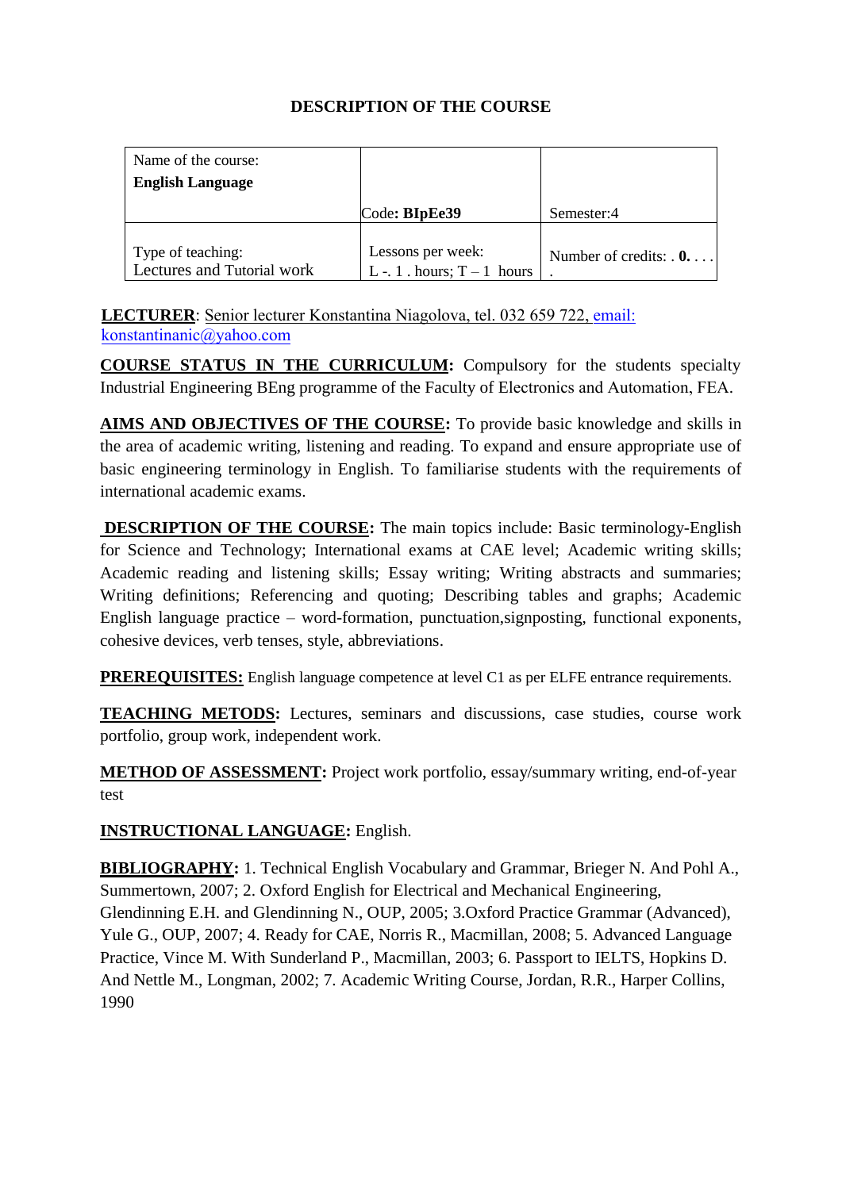# DESCRIPTION OF THE COURSE

| Name of the course: **English Language** | Code**: BIpEe39** | Semester:4 |
|---|---|---|
| Type of teaching: Lectures and Tutorial work | Lessons per week: L -. 1 . hours; T – 1 hours | Number of credits: . **0.** . . . . |

**LECTURER**: Senior lecturer Konstantina Niagolova, tel. 032 659 722, email: konstantinanic@yahoo.com

**COURSE STATUS IN THE CURRICULUM:** Compulsory for the students specialty Industrial Engineering BEng programme of the Faculty of Electronics and Automation, FEA.

**AIMS AND OBJECTIVES OF THE COURSE:** To provide basic knowledge and skills in the area of academic writing, listening and reading. To expand and ensure appropriate use of basic engineering terminology in English. To familiarise students with the requirements of international academic exams.

**DESCRIPTION OF THE COURSE:** The main topics include: Basic terminology-English for Science and Technology; International exams at CAE level; Academic writing skills; Academic reading and listening skills; Essay writing; Writing abstracts and summaries; Writing definitions; Referencing and quoting; Describing tables and graphs; Academic English language practice – word-formation, punctuation,signposting, functional exponents, cohesive devices, verb tenses, style, abbreviations.

**PREREQUISITES:** English language competence at level C1 as per ELFE entrance requirements.

**TEACHING METODS:** Lectures, seminars and discussions, case studies, course work portfolio, group work, independent work.

**METHOD OF ASSESSMENT:** Project work portfolio, essay/summary writing, end-of-year test

**INSTRUCTIONAL LANGUAGE:** English.

**BIBLIOGRAPHY:** 1. Technical English Vocabulary and Grammar, Brieger N. And Pohl A., Summertown, 2007; 2. Oxford English for Electrical and Mechanical Engineering, Glendinning E.H. and Glendinning N., OUP, 2005; 3.Oxford Practice Grammar (Advanced), Yule G., OUP, 2007; 4. Ready for CAE, Norris R., Macmillan, 2008; 5. Advanced Language Practice, Vince M. With Sunderland P., Macmillan, 2003; 6. Passport to IELTS, Hopkins D. And Nettle M., Longman, 2002; 7. Academic Writing Course, Jordan, R.R., Harper Collins, 1990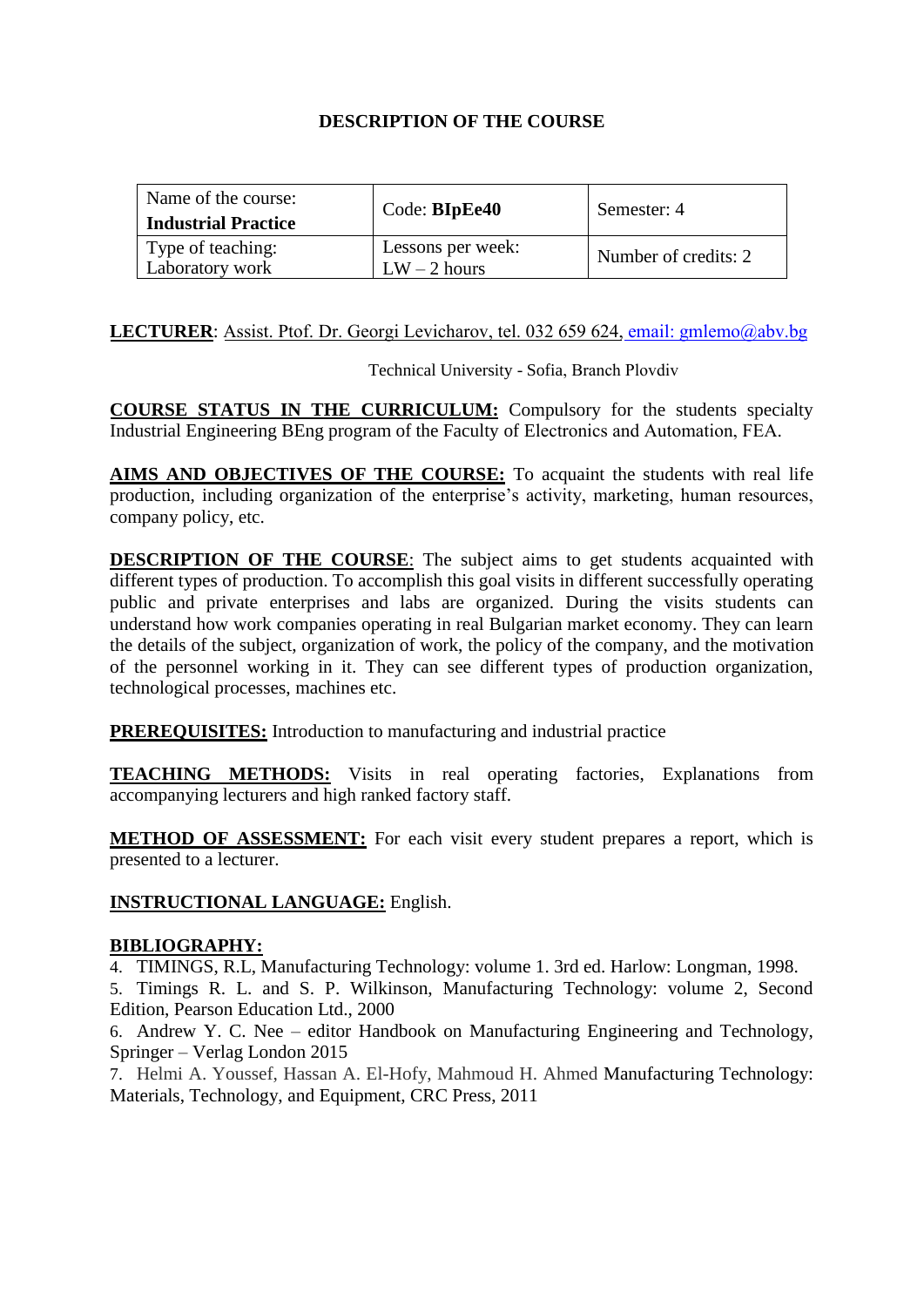# DESCRIPTION OF THE COURSE

| Name of the course: **Industrial Practice** | Code: **BIpEe40** | Semester: 4 |
|---|---|---|
| Type of teaching: Laboratory work | Lessons per week: LW – 2 hours | Number of credits: 2 |

**LECTURER**: Assist. Ptof. Dr. Georgi Levicharov, tel. 032 659 624, email: gmlemo@abv.bg

Technical University - Sofia, Branch Plovdiv

**COURSE STATUS IN THE CURRICULUM:** Compulsory for the students specialty Industrial Engineering BEng program of the Faculty of Electronics and Automation, FEA.

**AIMS AND OBJECTIVES OF THE COURSE:** To acquaint the students with real life production, including organization of the enterprise's activity, marketing, human resources, company policy, etc.

**DESCRIPTION OF THE COURSE**: The subject aims to get students acquainted with different types of production. To accomplish this goal visits in different successfully operating public and private enterprises and labs are organized. During the visits students can understand how work companies operating in real Bulgarian market economy. They can learn the details of the subject, organization of work, the policy of the company, and the motivation of the personnel working in it. They can see different types of production organization, technological processes, machines etc.

**PREREQUISITES:** Introduction to manufacturing and industrial practice

**TEACHING METHODS:** Visits in real operating factories, Explanations from accompanying lecturers and high ranked factory staff.

**METHOD OF ASSESSMENT:** For each visit every student prepares a report, which is presented to a lecturer.

**INSTRUCTIONAL LANGUAGE:** English.

**BIBLIOGRAPHY:**

4. TIMINGS, R.L, Manufacturing Technology: volume 1. 3rd ed. Harlow: Longman, 1998.
5. Timings R. L. and S. P. Wilkinson, Manufacturing Technology: volume 2, Second Edition, Pearson Education Ltd., 2000
6. Andrew Y. C. Nee – editor Handbook on Manufacturing Engineering and Technology, Springer – Verlag London 2015
7. Helmi A. Youssef, Hassan A. El-Hofy, Mahmoud H. Ahmed Manufacturing Technology: Materials, Technology, and Equipment, CRC Press, 2011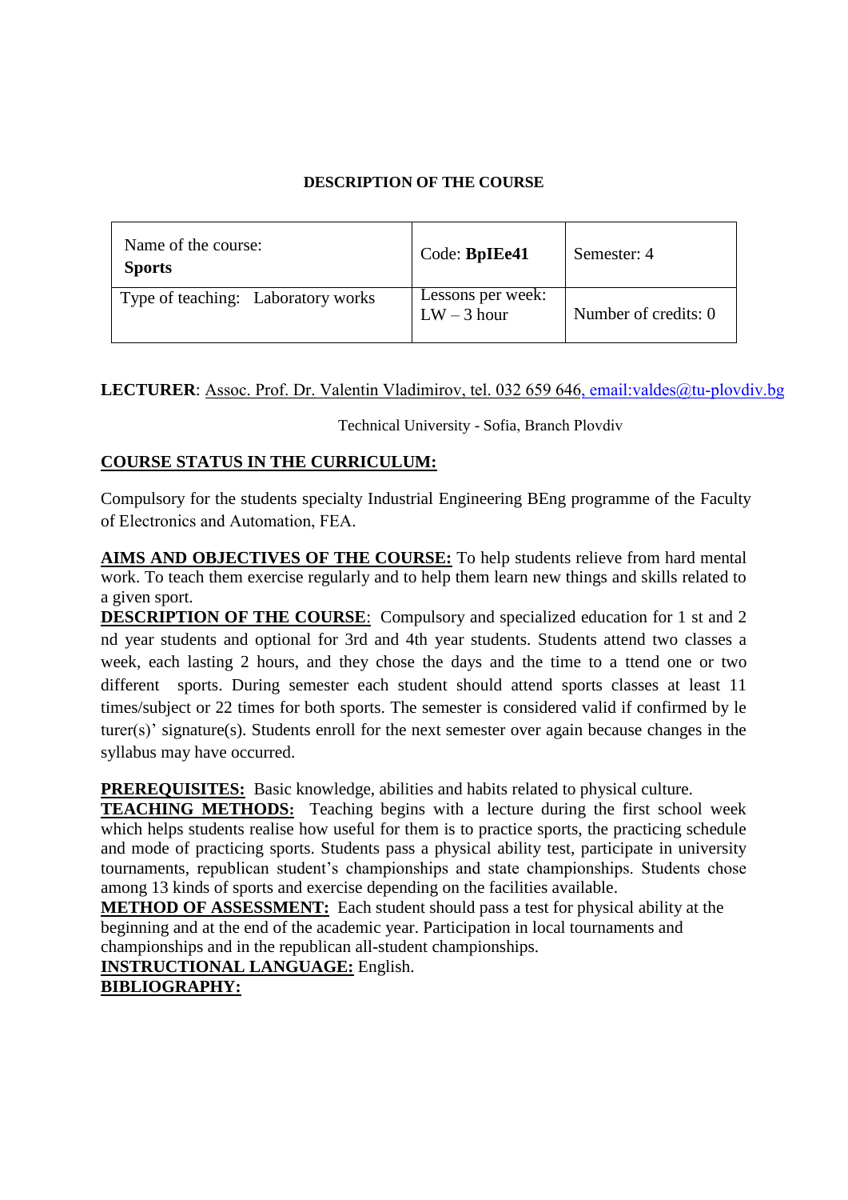**DESCRIPTION OF THE COURSE**

| Name of the course: **Sports** | Code: **BpIEe41** | Semester: 4 |
|---|---|---|
| Type of teaching: Laboratory works | Lessons per week: LW – 3 hour | Number of credits: 0 |

**LECTURER**: Assoc. Prof. Dr. Valentin Vladimirov, tel. 032 659 646, email:valdes@tu-plovdiv.bg

Technical University - Sofia, Branch Plovdiv

**COURSE STATUS IN THE CURRICULUM:**

Compulsory for the students specialty Industrial Engineering BEng programme of the Faculty of Electronics and Automation, FEA.

**AIMS AND OBJECTIVES OF THE COURSE:** To help students relieve from hard mental work. To teach them exercise regularly and to help them learn new things and skills related to a given sport.

**DESCRIPTION OF THE COURSE**: Compulsory and specialized education for 1 st and 2 nd year students and optional for 3rd and 4th year students. Students attend two classes a week, each lasting 2 hours, and they chose the days and the time to a ttend one or two different sports. During semester each student should attend sports classes at least 11 times/subject or 22 times for both sports. The semester is considered valid if confirmed by le turer(s)' signature(s). Students enroll for the next semester over again because changes in the syllabus may have occurred.

**PREREQUISITES:** Basic knowledge, abilities and habits related to physical culture.

**TEACHING METHODS:** Teaching begins with a lecture during the first school week which helps students realise how useful for them is to practice sports, the practicing schedule and mode of practicing sports. Students pass a physical ability test, participate in university tournaments, republican student's championships and state championships. Students chose among 13 kinds of sports and exercise depending on the facilities available.

**METHOD OF ASSESSMENT:** Each student should pass a test for physical ability at the beginning and at the end of the academic year. Participation in local tournaments and championships and in the republican all-student championships.

**INSTRUCTIONAL LANGUAGE:** English.

**BIBLIOGRAPHY:**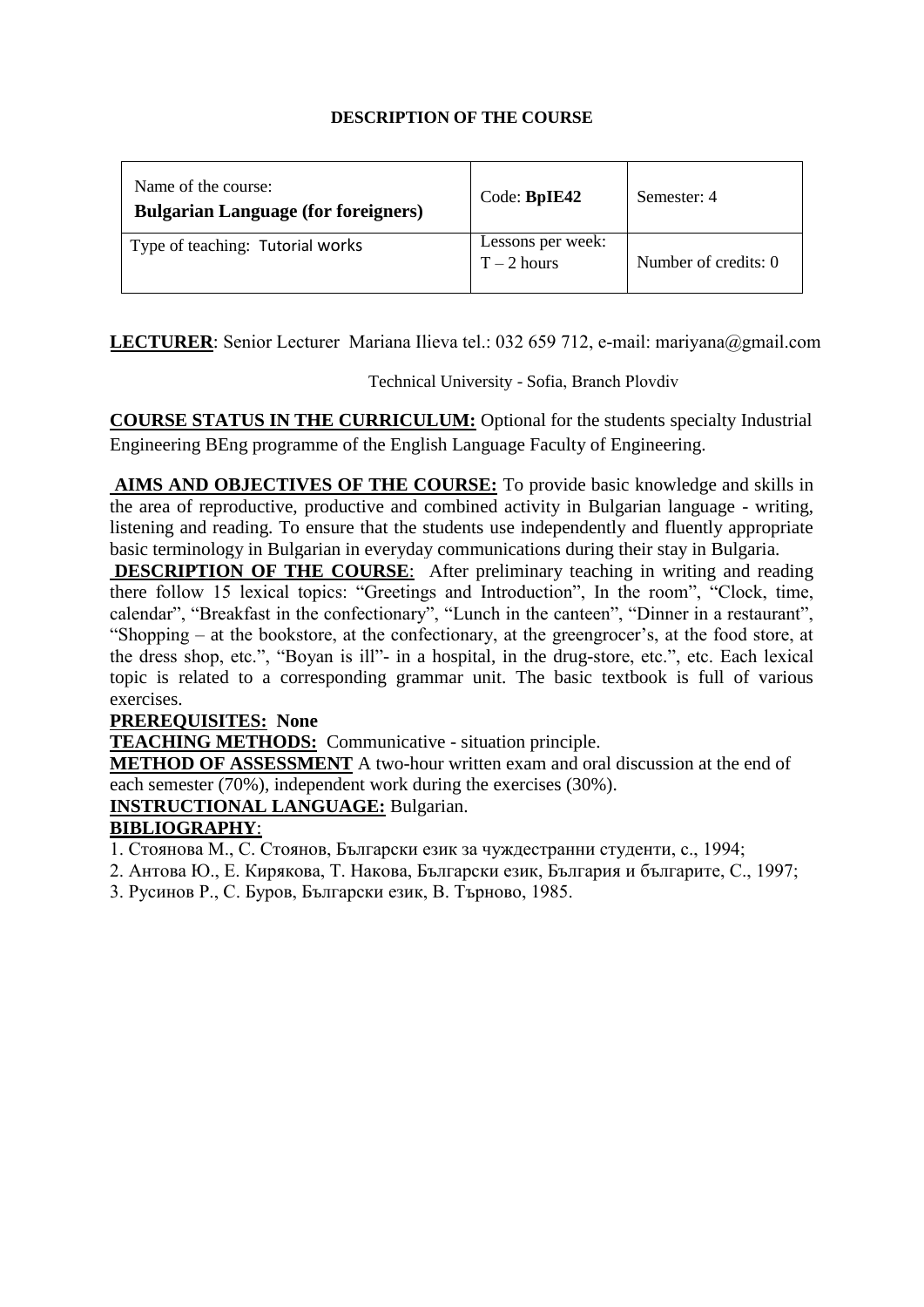**DESCRIPTION OF THE COURSE**

| | | |
|---|---|---|
| Name of the course: **Bulgarian Language (for foreigners)** | Code: **BpIE42** | Semester: 4 |
| Type of teaching: Tutorial works | Lessons per week: T – 2 hours | Number of credits: 0 |

**LECTURER**: Senior Lecturer Mariana Ilieva tel.: 032 659 712, e-mail: mariyana@gmail.com

Technical University - Sofia, Branch Plovdiv

**COURSE STATUS IN THE CURRICULUM:** Optional for the students specialty Industrial Engineering BEng programme of the English Language Faculty of Engineering.

**AIMS AND OBJECTIVES OF THE COURSE:** To provide basic knowledge and skills in the area of reproductive, productive and combined activity in Bulgarian language - writing, listening and reading. To ensure that the students use independently and fluently appropriate basic terminology in Bulgarian in everyday communications during their stay in Bulgaria.

**DESCRIPTION OF THE COURSE**: After preliminary teaching in writing and reading there follow 15 lexical topics: "Greetings and Introduction", In the room", "Clock, time, calendar", "Breakfast in the confectionary", "Lunch in the canteen", "Dinner in a restaurant", "Shopping – at the bookstore, at the confectionary, at the greengrocer's, at the food store, at the dress shop, etc.", "Boyan is ill"- in a hospital, in the drug-store, etc.", etc. Each lexical topic is related to a corresponding grammar unit. The basic textbook is full of various exercises.

**PREREQUISITES: None**

**TEACHING METHODS:** Communicative - situation principle.

**METHOD OF ASSESSMENT** A two-hour written exam and oral discussion at the end of each semester (70%), independent work during the exercises (30%).

**INSTRUCTIONAL LANGUAGE:** Bulgarian.

**BIBLIOGRAPHY**:

1. Стоянова М., С. Стоянов, Български език за чуждестранни студенти, с., 1994;
2. Антова Ю., Е. Кирякова, Т. Накова, Български език, България и българите, С., 1997;
3. Русинов Р., С. Буров, Български език, В. Търново, 1985.